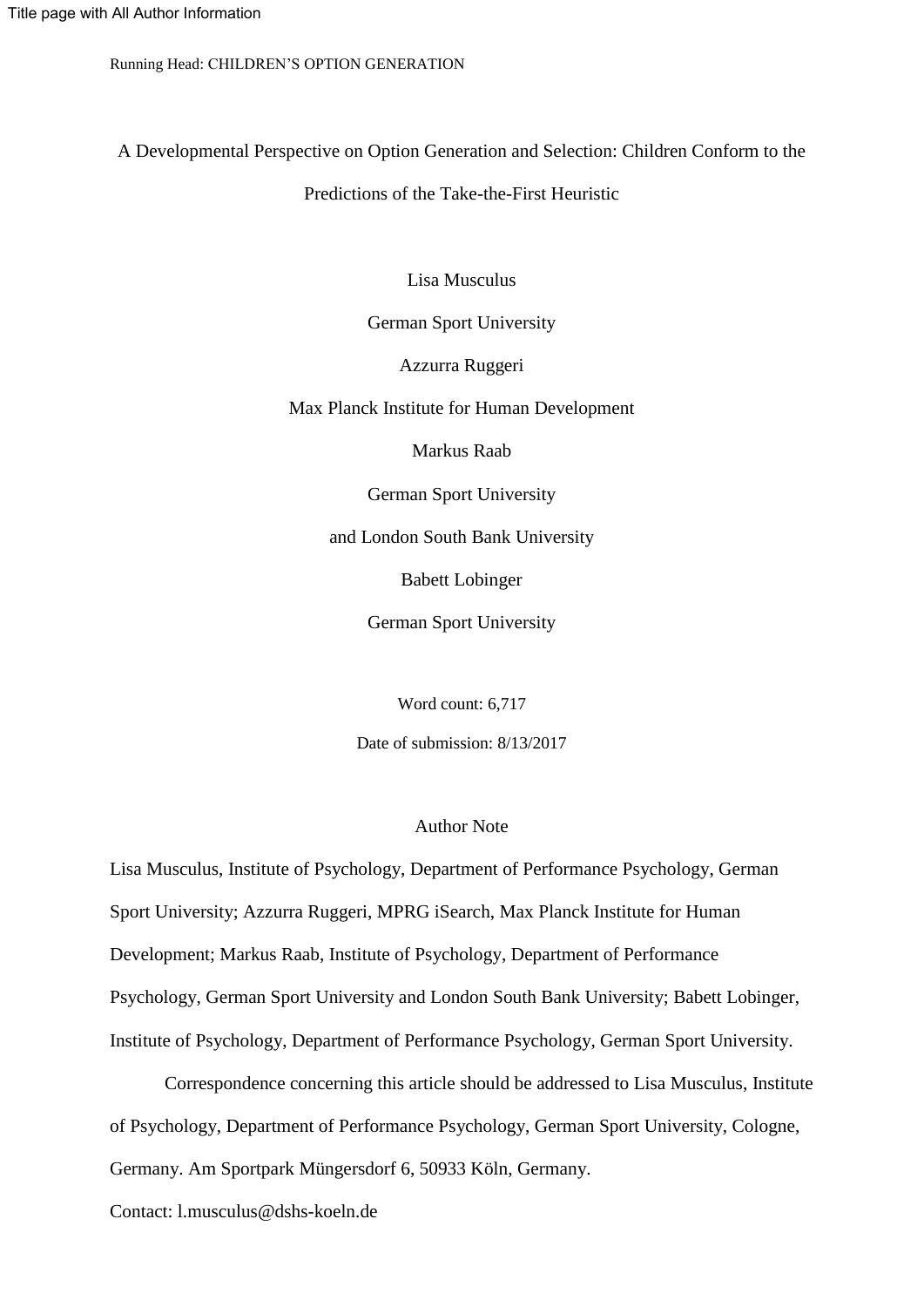Title page with All Author Information

Running Head: CHILDREN'S OPTION GENERATION

# A Developmental Perspective on Option Generation and Selection: Children Conform to the Predictions of the Take-the-First Heuristic

Lisa Musculus

German Sport University

Azzurra Ruggeri

Max Planck Institute for Human Development

Markus Raab

German Sport University

and London South Bank University

Babett Lobinger

German Sport University

Word count: 6,717

Date of submission: 8/13/2017

## Author Note

Lisa Musculus, Institute of Psychology, Department of Performance Psychology, German Sport University; Azzurra Ruggeri, MPRG iSearch, Max Planck Institute for Human Development; Markus Raab, Institute of Psychology, Department of Performance Psychology, German Sport University and London South Bank University; Babett Lobinger, Institute of Psychology, Department of Performance Psychology, German Sport University.

Correspondence concerning this article should be addressed to Lisa Musculus, Institute of Psychology, Department of Performance Psychology, German Sport University, Cologne, Germany. Am Sportpark Müngersdorf 6, 50933 Köln, Germany.

Contact: l.musculus@dshs-koeln.de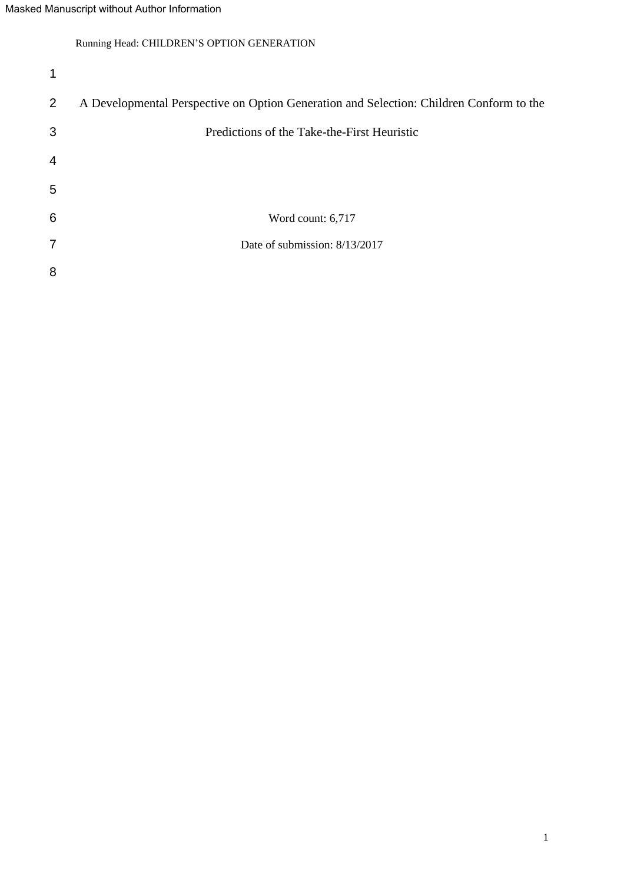A Developmental Perspective on Option Generation and Selection: Children Conform to the Predictions of the Take-the-First Heuristic

Word count: 6,717

Date of submission: 8/13/2017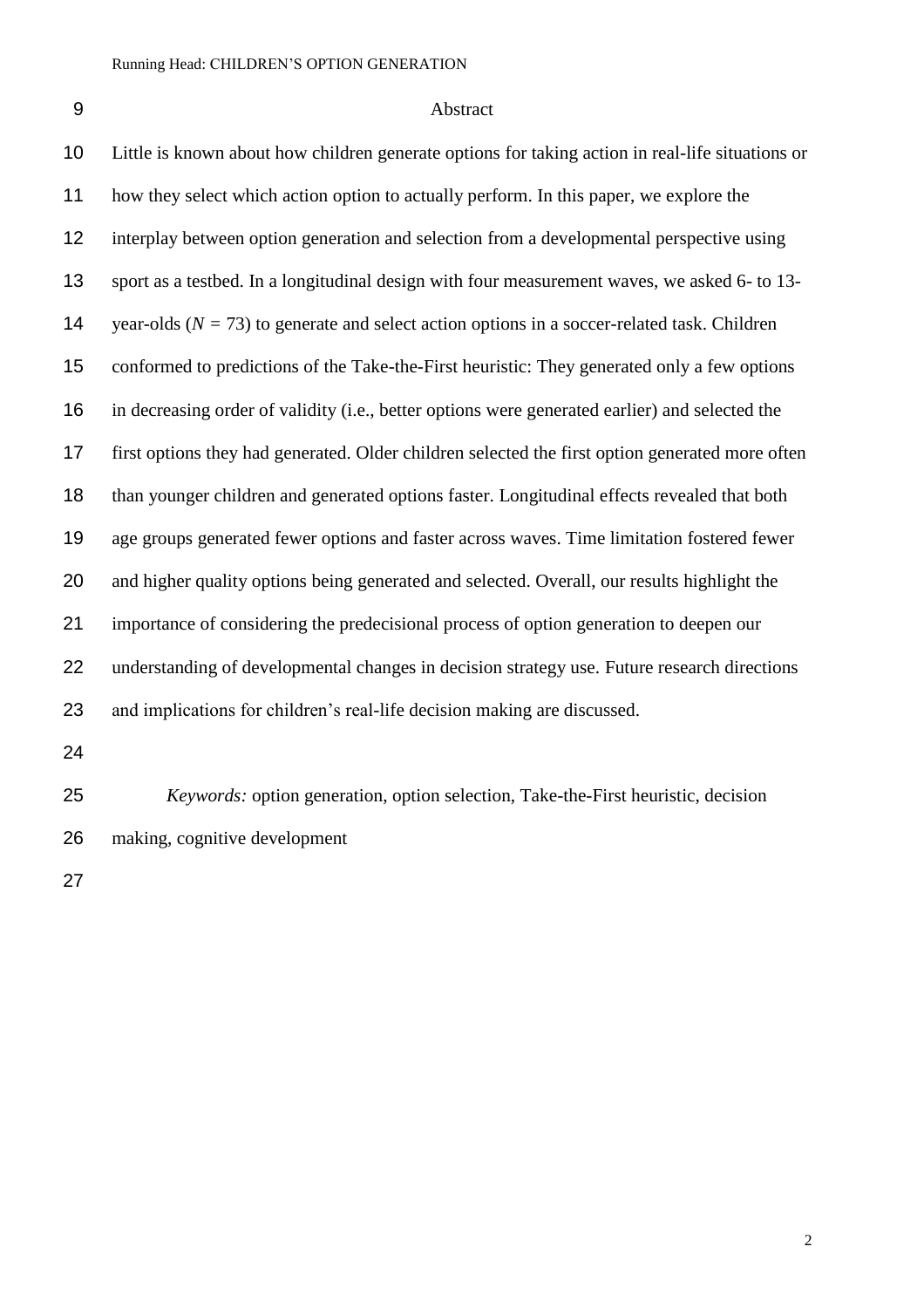# Abstract

Little is known about how children generate options for taking action in real-life situations or how they select which action option to actually perform. In this paper, we explore the interplay between option generation and selection from a developmental perspective using sport as a testbed. In a longitudinal design with four measurement waves, we asked 6- to 13-year-olds ($N$ = 73) to generate and select action options in a soccer-related task. Children conformed to predictions of the Take-the-First heuristic: They generated only a few options in decreasing order of validity (i.e., better options were generated earlier) and selected the first options they had generated. Older children selected the first option generated more often than younger children and generated options faster. Longitudinal effects revealed that both age groups generated fewer options and faster across waves. Time limitation fostered fewer and higher quality options being generated and selected. Overall, our results highlight the importance of considering the predecisional process of option generation to deepen our understanding of developmental changes in decision strategy use. Future research directions and implications for children's real-life decision making are discussed.

*Keywords:* option generation, option selection, Take-the-First heuristic, decision making, cognitive development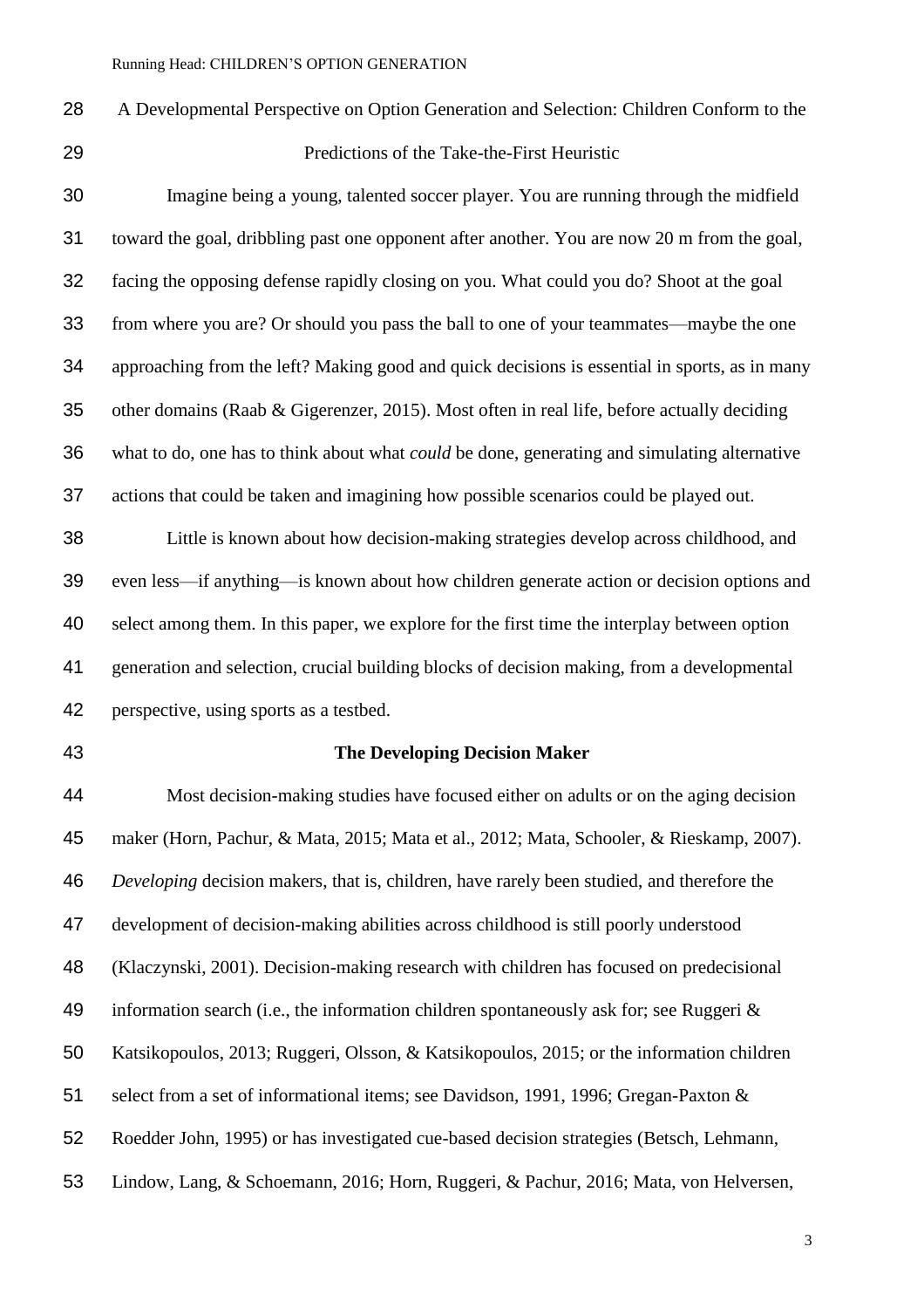A Developmental Perspective on Option Generation and Selection: Children Conform to the Predictions of the Take-the-First Heuristic

Imagine being a young, talented soccer player. You are running through the midfield toward the goal, dribbling past one opponent after another. You are now 20 m from the goal, facing the opposing defense rapidly closing on you. What could you do? Shoot at the goal from where you are? Or should you pass the ball to one of your teammates—maybe the one approaching from the left? Making good and quick decisions is essential in sports, as in many other domains (Raab & Gigerenzer, 2015). Most often in real life, before actually deciding what to do, one has to think about what *could* be done, generating and simulating alternative actions that could be taken and imagining how possible scenarios could be played out.

Little is known about how decision-making strategies develop across childhood, and even less—if anything—is known about how children generate action or decision options and select among them. In this paper, we explore for the first time the interplay between option generation and selection, crucial building blocks of decision making, from a developmental perspective, using sports as a testbed.

## The Developing Decision Maker

Most decision-making studies have focused either on adults or on the aging decision maker (Horn, Pachur, & Mata, 2015; Mata et al., 2012; Mata, Schooler, & Rieskamp, 2007). *Developing* decision makers, that is, children, have rarely been studied, and therefore the development of decision-making abilities across childhood is still poorly understood (Klaczynski, 2001). Decision-making research with children has focused on predecisional information search (i.e., the information children spontaneously ask for; see Ruggeri & Katsikopoulos, 2013; Ruggeri, Olsson, & Katsikopoulos, 2015; or the information children select from a set of informational items; see Davidson, 1991, 1996; Gregan-Paxton & Roedder John, 1995) or has investigated cue-based decision strategies (Betsch, Lehmann, Lindow, Lang, & Schoemann, 2016; Horn, Ruggeri, & Pachur, 2016; Mata, von Helversen,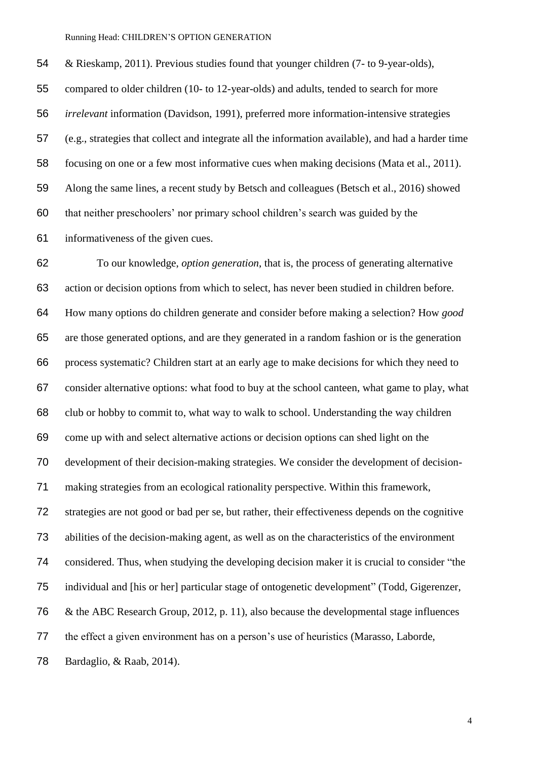& Rieskamp, 2011). Previous studies found that younger children (7- to 9-year-olds), compared to older children (10- to 12-year-olds) and adults, tended to search for more *irrelevant* information (Davidson, 1991), preferred more information-intensive strategies (e.g., strategies that collect and integrate all the information available), and had a harder time focusing on one or a few most informative cues when making decisions (Mata et al., 2011). Along the same lines, a recent study by Betsch and colleagues (Betsch et al., 2016) showed that neither preschoolers' nor primary school children's search was guided by the informativeness of the given cues.

To our knowledge, *option generation*, that is, the process of generating alternative action or decision options from which to select, has never been studied in children before. How many options do children generate and consider before making a selection? How *good* are those generated options, and are they generated in a random fashion or is the generation process systematic? Children start at an early age to make decisions for which they need to consider alternative options: what food to buy at the school canteen, what game to play, what club or hobby to commit to, what way to walk to school. Understanding the way children come up with and select alternative actions or decision options can shed light on the development of their decision-making strategies. We consider the development of decision-making strategies from an ecological rationality perspective. Within this framework, strategies are not good or bad per se, but rather, their effectiveness depends on the cognitive abilities of the decision-making agent, as well as on the characteristics of the environment considered. Thus, when studying the developing decision maker it is crucial to consider "the individual and [his or her] particular stage of ontogenetic development" (Todd, Gigerenzer, & the ABC Research Group, 2012, p. 11), also because the developmental stage influences the effect a given environment has on a person's use of heuristics (Marasso, Laborde, Bardaglio, & Raab, 2014).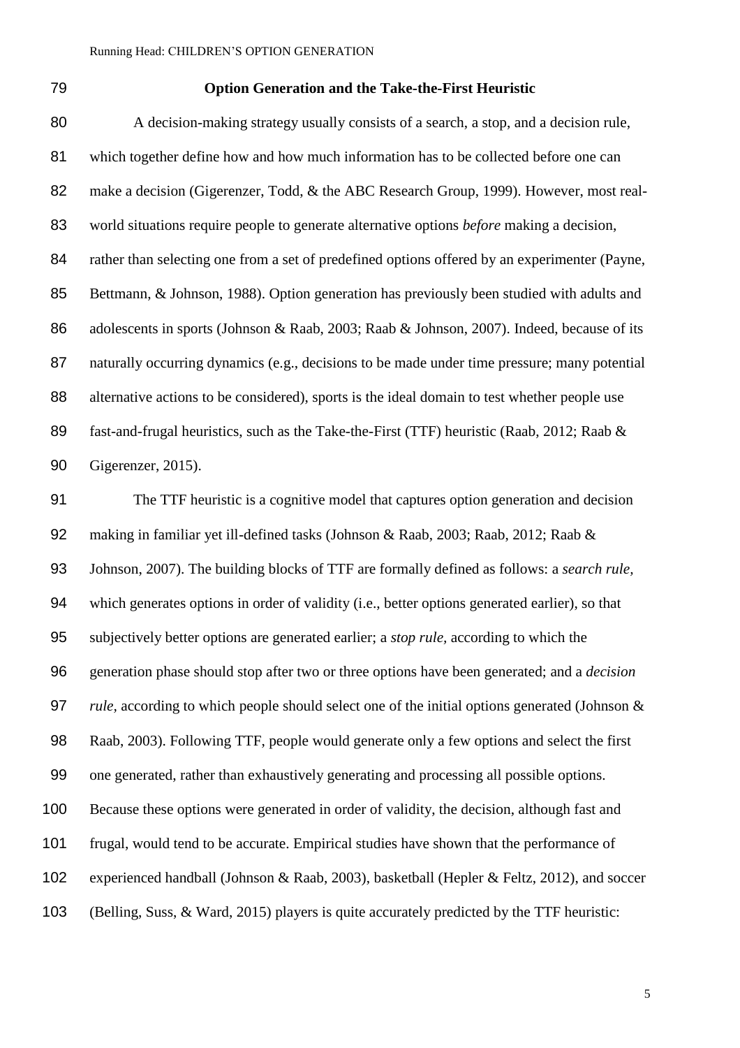## Option Generation and the Take-the-First Heuristic

A decision-making strategy usually consists of a search, a stop, and a decision rule, which together define how and how much information has to be collected before one can make a decision (Gigerenzer, Todd, & the ABC Research Group, 1999). However, most real-world situations require people to generate alternative options *before* making a decision, rather than selecting one from a set of predefined options offered by an experimenter (Payne, Bettmann, & Johnson, 1988). Option generation has previously been studied with adults and adolescents in sports (Johnson & Raab, 2003; Raab & Johnson, 2007). Indeed, because of its naturally occurring dynamics (e.g., decisions to be made under time pressure; many potential alternative actions to be considered), sports is the ideal domain to test whether people use fast-and-frugal heuristics, such as the Take-the-First (TTF) heuristic (Raab, 2012; Raab & Gigerenzer, 2015).

The TTF heuristic is a cognitive model that captures option generation and decision making in familiar yet ill-defined tasks (Johnson & Raab, 2003; Raab, 2012; Raab & Johnson, 2007). The building blocks of TTF are formally defined as follows: a *search rule*, which generates options in order of validity (i.e., better options generated earlier), so that subjectively better options are generated earlier; a *stop rule*, according to which the generation phase should stop after two or three options have been generated; and a *decision rule*, according to which people should select one of the initial options generated (Johnson & Raab, 2003). Following TTF, people would generate only a few options and select the first one generated, rather than exhaustively generating and processing all possible options. Because these options were generated in order of validity, the decision, although fast and frugal, would tend to be accurate. Empirical studies have shown that the performance of experienced handball (Johnson & Raab, 2003), basketball (Hepler & Feltz, 2012), and soccer (Belling, Suss, & Ward, 2015) players is quite accurately predicted by the TTF heuristic: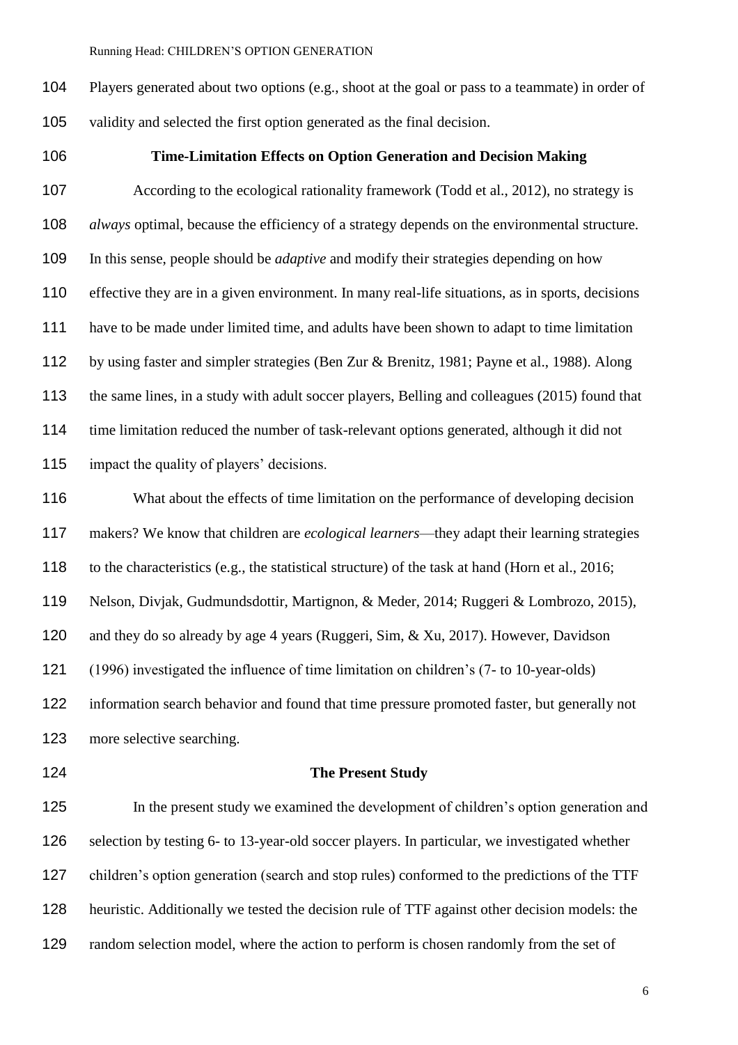Players generated about two options (e.g., shoot at the goal or pass to a teammate) in order of validity and selected the first option generated as the final decision.

## Time-Limitation Effects on Option Generation and Decision Making

According to the ecological rationality framework (Todd et al., 2012), no strategy is *always* optimal, because the efficiency of a strategy depends on the environmental structure. In this sense, people should be *adaptive* and modify their strategies depending on how effective they are in a given environment. In many real-life situations, as in sports, decisions have to be made under limited time, and adults have been shown to adapt to time limitation by using faster and simpler strategies (Ben Zur & Brenitz, 1981; Payne et al., 1988). Along the same lines, in a study with adult soccer players, Belling and colleagues (2015) found that time limitation reduced the number of task-relevant options generated, although it did not impact the quality of players' decisions.

What about the effects of time limitation on the performance of developing decision makers? We know that children are *ecological learners*—they adapt their learning strategies to the characteristics (e.g., the statistical structure) of the task at hand (Horn et al., 2016; Nelson, Divjak, Gudmundsdottir, Martignon, & Meder, 2014; Ruggeri & Lombrozo, 2015), and they do so already by age 4 years (Ruggeri, Sim, & Xu, 2017). However, Davidson (1996) investigated the influence of time limitation on children's (7- to 10-year-olds) information search behavior and found that time pressure promoted faster, but generally not more selective searching.

## The Present Study

In the present study we examined the development of children's option generation and selection by testing 6- to 13-year-old soccer players. In particular, we investigated whether children's option generation (search and stop rules) conformed to the predictions of the TTF heuristic. Additionally we tested the decision rule of TTF against other decision models: the random selection model, where the action to perform is chosen randomly from the set of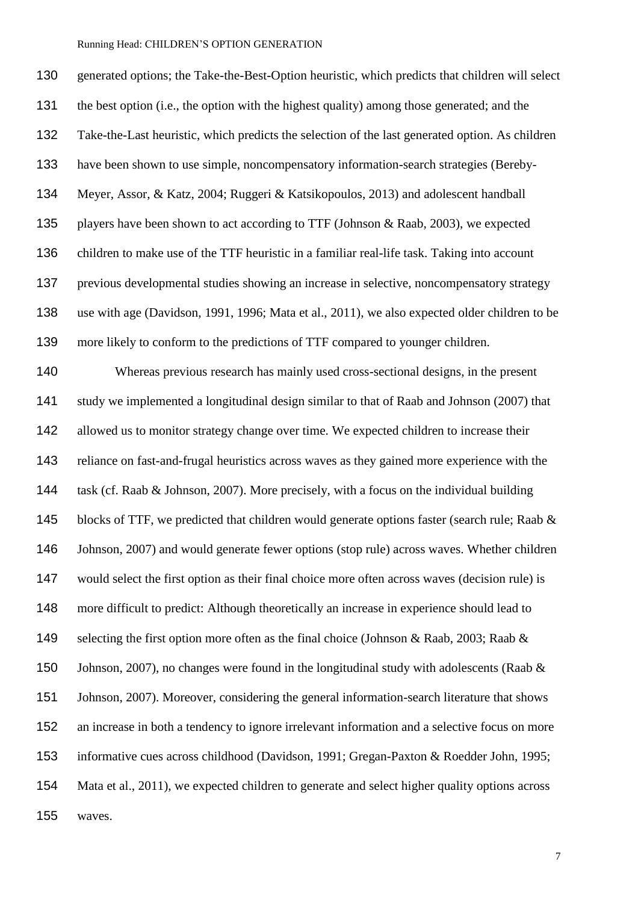generated options; the Take-the-Best-Option heuristic, which predicts that children will select the best option (i.e., the option with the highest quality) among those generated; and the Take-the-Last heuristic, which predicts the selection of the last generated option. As children have been shown to use simple, noncompensatory information-search strategies (Bereby-Meyer, Assor, & Katz, 2004; Ruggeri & Katsikopoulos, 2013) and adolescent handball players have been shown to act according to TTF (Johnson & Raab, 2003), we expected children to make use of the TTF heuristic in a familiar real-life task. Taking into account previous developmental studies showing an increase in selective, noncompensatory strategy use with age (Davidson, 1991, 1996; Mata et al., 2011), we also expected older children to be more likely to conform to the predictions of TTF compared to younger children.

Whereas previous research has mainly used cross-sectional designs, in the present study we implemented a longitudinal design similar to that of Raab and Johnson (2007) that allowed us to monitor strategy change over time. We expected children to increase their reliance on fast-and-frugal heuristics across waves as they gained more experience with the task (cf. Raab & Johnson, 2007). More precisely, with a focus on the individual building blocks of TTF, we predicted that children would generate options faster (search rule; Raab & Johnson, 2007) and would generate fewer options (stop rule) across waves. Whether children would select the first option as their final choice more often across waves (decision rule) is more difficult to predict: Although theoretically an increase in experience should lead to selecting the first option more often as the final choice (Johnson & Raab, 2003; Raab & Johnson, 2007), no changes were found in the longitudinal study with adolescents (Raab & Johnson, 2007). Moreover, considering the general information-search literature that shows an increase in both a tendency to ignore irrelevant information and a selective focus on more informative cues across childhood (Davidson, 1991; Gregan-Paxton & Roedder John, 1995; Mata et al., 2011), we expected children to generate and select higher quality options across waves.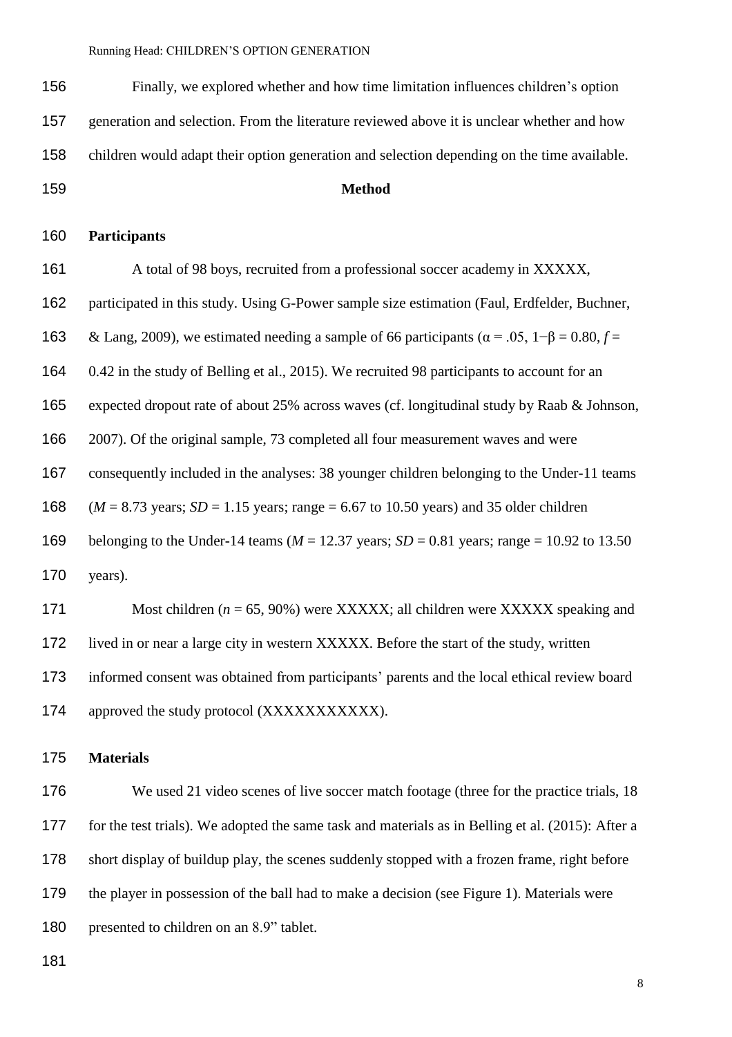Finally, we explored whether and how time limitation influences children's option generation and selection. From the literature reviewed above it is unclear whether and how children would adapt their option generation and selection depending on the time available.

# Method

## Participants

A total of 98 boys, recruited from a professional soccer academy in XXXXX, participated in this study. Using G-Power sample size estimation (Faul, Erdfelder, Buchner, & Lang, 2009), we estimated needing a sample of 66 participants ($\alpha = .05$, $1-\beta = 0.80$, $f = 0.42$ in the study of Belling et al., 2015). We recruited 98 participants to account for an expected dropout rate of about 25% across waves (cf. longitudinal study by Raab & Johnson, 2007). Of the original sample, 73 completed all four measurement waves and were consequently included in the analyses: 38 younger children belonging to the Under-11 teams ($M = 8.73$ years; $SD = 1.15$ years; range = 6.67 to 10.50 years) and 35 older children belonging to the Under-14 teams ($M = 12.37$ years; $SD = 0.81$ years; range = 10.92 to 13.50 years).

Most children ($n = 65$, 90%) were XXXXX; all children were XXXXX speaking and lived in or near a large city in western XXXXX. Before the start of the study, written informed consent was obtained from participants' parents and the local ethical review board approved the study protocol (XXXXXXXXXXX).

## Materials

We used 21 video scenes of live soccer match footage (three for the practice trials, 18 for the test trials). We adopted the same task and materials as in Belling et al. (2015): After a short display of buildup play, the scenes suddenly stopped with a frozen frame, right before the player in possession of the ball had to make a decision (see Figure 1). Materials were presented to children on an 8.9" tablet.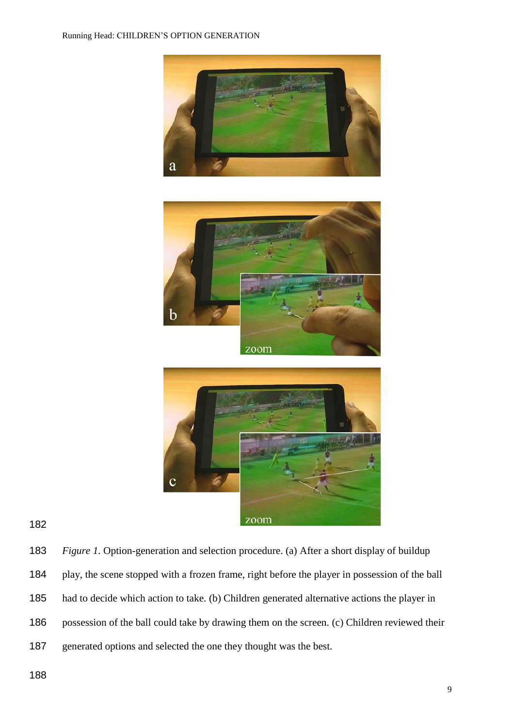*Figure 1.* Option-generation and selection procedure. (a) After a short display of buildup play, the scene stopped with a frozen frame, right before the player in possession of the ball had to decide which action to take. (b) Children generated alternative actions the player in possession of the ball could take by drawing them on the screen. (c) Children reviewed their generated options and selected the one they thought was the best.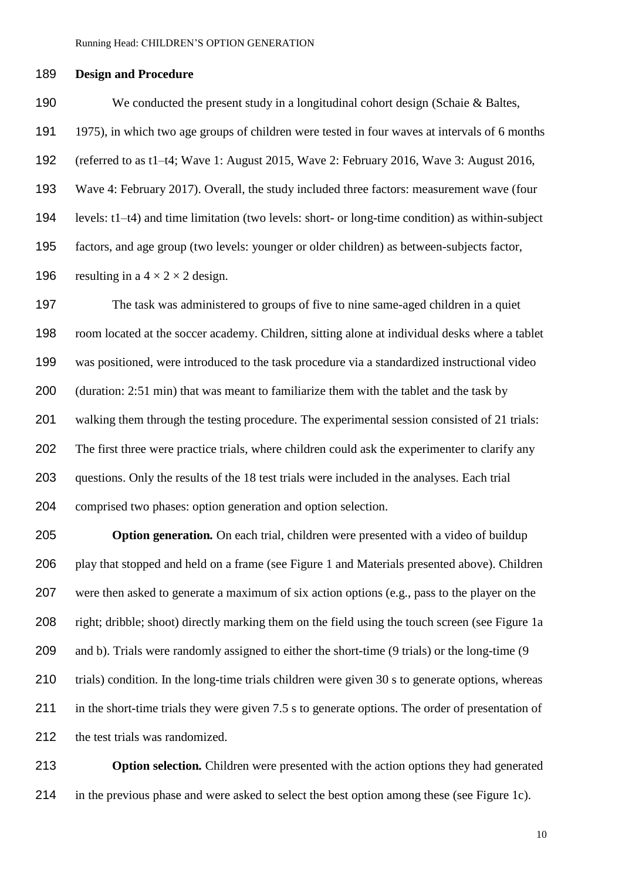### Design and Procedure

We conducted the present study in a longitudinal cohort design (Schaie & Baltes, 1975), in which two age groups of children were tested in four waves at intervals of 6 months (referred to as t1–t4; Wave 1: August 2015, Wave 2: February 2016, Wave 3: August 2016, Wave 4: February 2017). Overall, the study included three factors: measurement wave (four levels: t1–t4) and time limitation (two levels: short- or long-time condition) as within-subject factors, and age group (two levels: younger or older children) as between-subjects factor, resulting in a $4 \times 2 \times 2$ design.

The task was administered to groups of five to nine same-aged children in a quiet room located at the soccer academy. Children, sitting alone at individual desks where a tablet was positioned, were introduced to the task procedure via a standardized instructional video (duration: 2:51 min) that was meant to familiarize them with the tablet and the task by walking them through the testing procedure. The experimental session consisted of 21 trials: The first three were practice trials, where children could ask the experimenter to clarify any questions. Only the results of the 18 test trials were included in the analyses. Each trial comprised two phases: option generation and option selection.

**Option generation.** On each trial, children were presented with a video of buildup play that stopped and held on a frame (see Figure 1 and Materials presented above). Children were then asked to generate a maximum of six action options (e.g., pass to the player on the right; dribble; shoot) directly marking them on the field using the touch screen (see Figure 1a and b). Trials were randomly assigned to either the short-time (9 trials) or the long-time (9 trials) condition. In the long-time trials children were given 30 s to generate options, whereas in the short-time trials they were given 7.5 s to generate options. The order of presentation of the test trials was randomized.

**Option selection.** Children were presented with the action options they had generated in the previous phase and were asked to select the best option among these (see Figure 1c).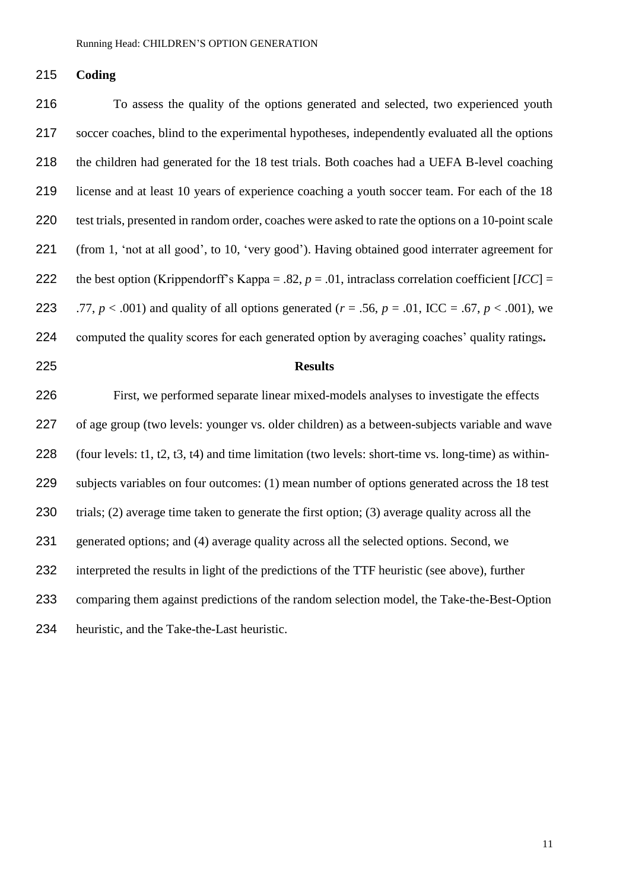## Coding

To assess the quality of the options generated and selected, two experienced youth soccer coaches, blind to the experimental hypotheses, independently evaluated all the options the children had generated for the 18 test trials. Both coaches had a UEFA B-level coaching license and at least 10 years of experience coaching a youth soccer team. For each of the 18 test trials, presented in random order, coaches were asked to rate the options on a 10-point scale (from 1, 'not at all good', to 10, 'very good'). Having obtained good interrater agreement for the best option (Krippendorff's Kappa = .82, $p$ = .01, intraclass correlation coefficient [*ICC*] = .77, $p < .001$) and quality of all options generated ($r$ = .56, $p$ = .01, ICC = .67, $p < .001$), we computed the quality scores for each generated option by averaging coaches' quality ratings**.**

## Results

First, we performed separate linear mixed-models analyses to investigate the effects of age group (two levels: younger vs. older children) as a between-subjects variable and wave (four levels: t1, t2, t3, t4) and time limitation (two levels: short-time vs. long-time) as within-subjects variables on four outcomes: (1) mean number of options generated across the 18 test trials; (2) average time taken to generate the first option; (3) average quality across all the generated options; and (4) average quality across all the selected options. Second, we interpreted the results in light of the predictions of the TTF heuristic (see above), further comparing them against predictions of the random selection model, the Take-the-Best-Option heuristic, and the Take-the-Last heuristic.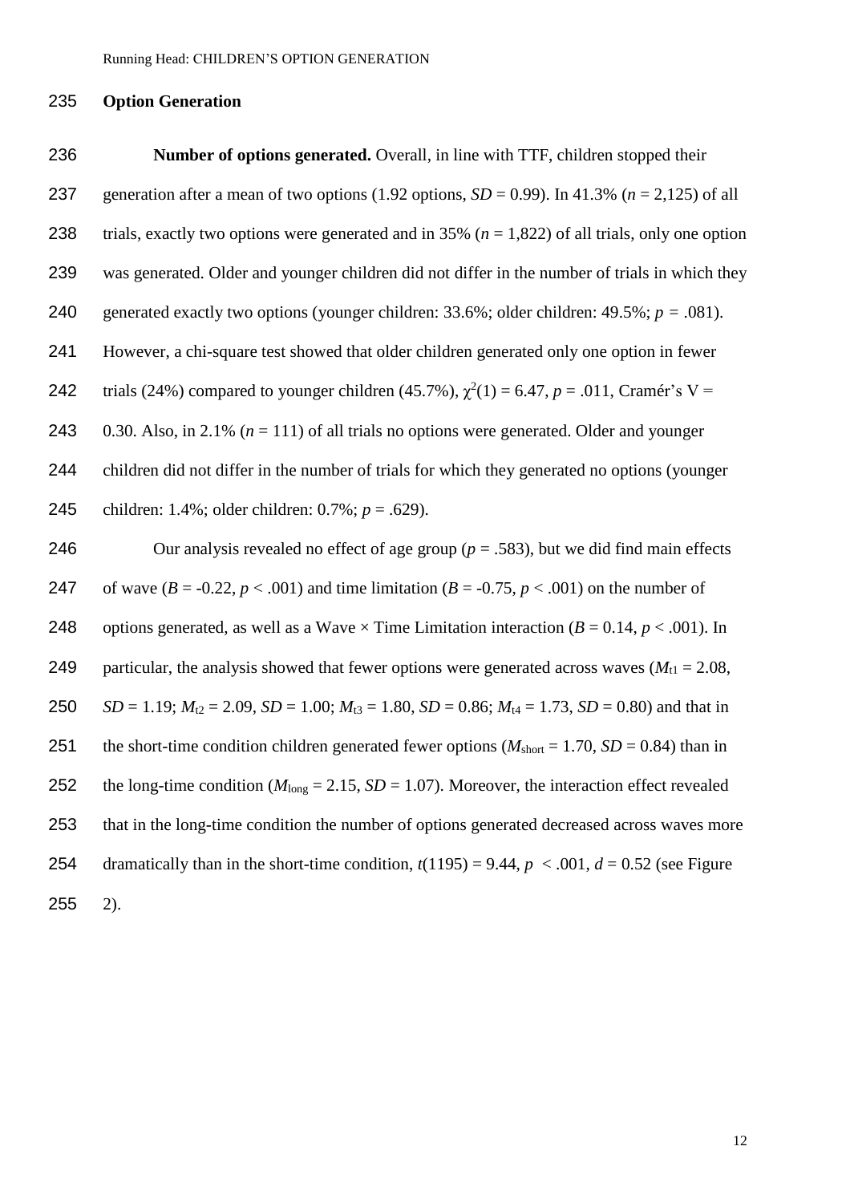## Option Generation

**Number of options generated.** Overall, in line with TTF, children stopped their generation after a mean of two options (1.92 options, *SD* = 0.99). In 41.3% (*n* = 2,125) of all trials, exactly two options were generated and in 35% (*n* = 1,822) of all trials, only one option was generated. Older and younger children did not differ in the number of trials in which they generated exactly two options (younger children: 33.6%; older children: 49.5%; $p = .081$). However, a chi-square test showed that older children generated only one option in fewer trials (24%) compared to younger children (45.7%), $\chi^2(1) = 6.47$, $p = .011$, Cramér's V = 0.30. Also, in 2.1% (*n* = 111) of all trials no options were generated. Older and younger children did not differ in the number of trials for which they generated no options (younger children: 1.4%; older children: 0.7%; $p = .629$).

Our analysis revealed no effect of age group ($p = .583$), but we did find main effects of wave ($B = -0.22$, $p < .001$) and time limitation ($B = -0.75$, $p < .001$) on the number of options generated, as well as a Wave × Time Limitation interaction ($B = 0.14$, $p < .001$). In particular, the analysis showed that fewer options were generated across waves ($M_{t1} = 2.08$, $SD = 1.19$; $M_{t2} = 2.09$, $SD = 1.00$; $M_{t3} = 1.80$, $SD = 0.86$; $M_{t4} = 1.73$, $SD = 0.80$) and that in the short-time condition children generated fewer options ($M_{short} = 1.70$, $SD = 0.84$) than in the long-time condition ($M_{long} = 2.15$, $SD = 1.07$). Moreover, the interaction effect revealed that in the long-time condition the number of options generated decreased across waves more dramatically than in the short-time condition, $t(1195) = 9.44$, $p < .001$, $d = 0.52$ (see Figure 2).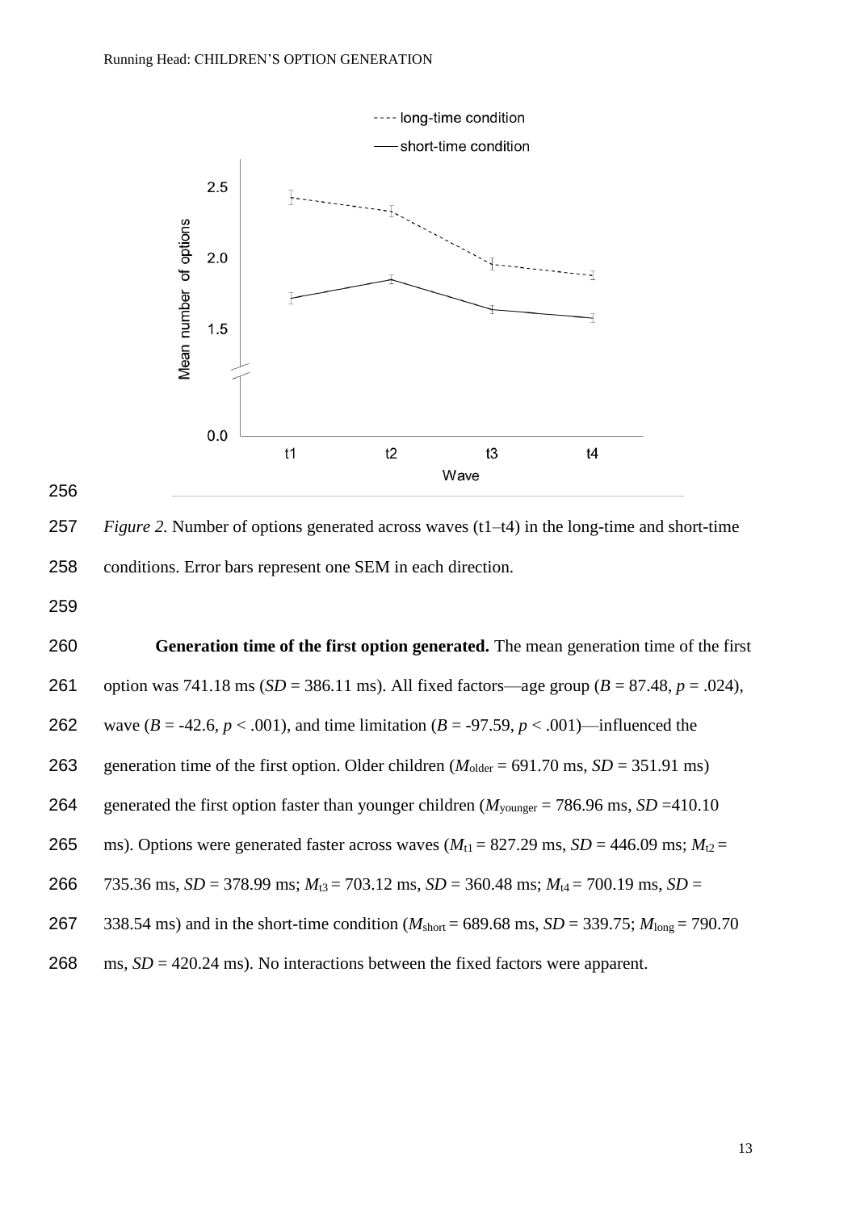*Figure 2.* Number of options generated across waves (t1–t4) in the long-time and short-time conditions. Error bars represent one SEM in each direction.

**Generation time of the first option generated.** The mean generation time of the first option was 741.18 ms ($SD$ = 386.11 ms). All fixed factors—age group ($B$ = 87.48, $p$ = .024), wave ($B$ = -42.6, $p$ < .001), and time limitation ($B$ = -97.59, $p$ < .001)—influenced the generation time of the first option. Older children ($M_{older}$ = 691.70 ms, $SD$ = 351.91 ms) generated the first option faster than younger children ($M_{younger}$ = 786.96 ms, $SD$ =410.10 ms). Options were generated faster across waves ($M_{t1}$ = 827.29 ms, $SD$ = 446.09 ms; $M_{t2}$ = 735.36 ms, $SD$ = 378.99 ms; $M_{t3}$ = 703.12 ms, $SD$ = 360.48 ms; $M_{t4}$ = 700.19 ms, $SD$ = 338.54 ms) and in the short-time condition ($M_{short}$ = 689.68 ms, $SD$ = 339.75; $M_{long}$ = 790.70 ms, $SD$ = 420.24 ms). No interactions between the fixed factors were apparent.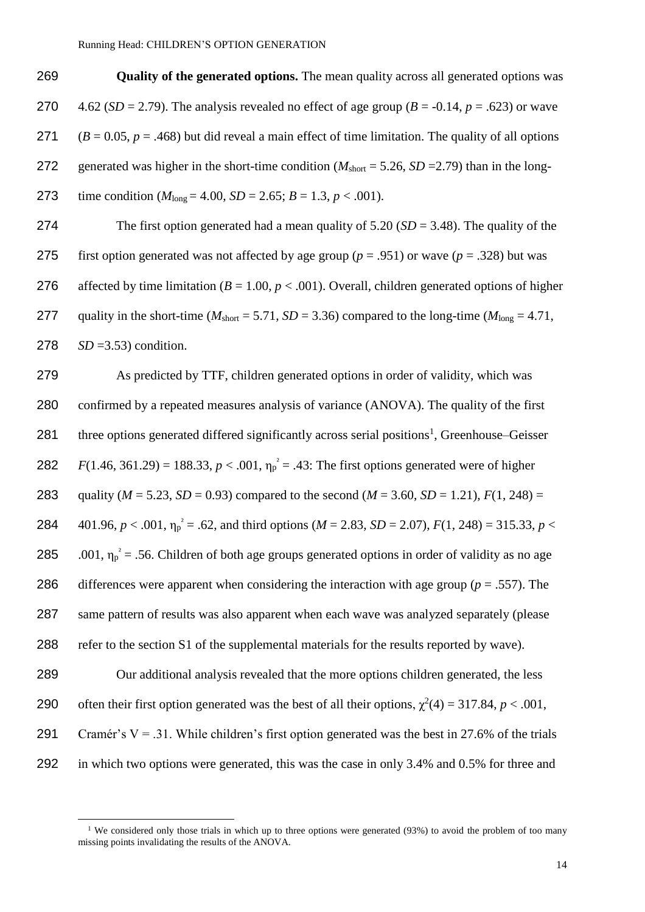**Quality of the generated options.** The mean quality across all generated options was 4.62 ($SD$ = 2.79). The analysis revealed no effect of age group ($B$ = -0.14, $p$ = .623) or wave ($B$ = 0.05, $p$ = .468) but did reveal a main effect of time limitation. The quality of all options generated was higher in the short-time condition ($M_{short}$ = 5.26, $SD$ =2.79) than in the long-time condition ($M_{long}$ = 4.00, $SD$ = 2.65; $B$ = 1.3, $p$ < .001).

The first option generated had a mean quality of 5.20 ($SD$ = 3.48). The quality of the first option generated was not affected by age group ($p$ = .951) or wave ($p$ = .328) but was affected by time limitation ($B$ = 1.00, $p$ < .001). Overall, children generated options of higher quality in the short-time ($M_{short}$ = 5.71, $SD$ = 3.36) compared to the long-time ($M_{long}$ = 4.71, $SD$ =3.53) condition.

As predicted by TTF, children generated options in order of validity, which was confirmed by a repeated measures analysis of variance (ANOVA). The quality of the first three options generated differed significantly across serial positions[1], Greenhouse–Geisser $F(1.46, 361.29) = 188.33$, $p < .001$, $\eta_p^2 = .43$: The first options generated were of higher quality ($M$ = 5.23, $SD$ = 0.93) compared to the second ($M$ = 3.60, $SD$ = 1.21), $F(1, 248) = 401.96$, $p < .001$, $\eta_p^2 = .62$, and third options ($M$ = 2.83, $SD$ = 2.07), $F(1, 248) = 315.33$, $p < .001$, $\eta_p^2 = .56$. Children of both age groups generated options in order of validity as no age differences were apparent when considering the interaction with age group ($p$ = .557). The same pattern of results was also apparent when each wave was analyzed separately (please refer to the section S1 of the supplemental materials for the results reported by wave).

Our additional analysis revealed that the more options children generated, the less often their first option generated was the best of all their options, $\chi^2(4) = 317.84$, $p < .001$, Cramér's V = .31. While children's first option generated was the best in 27.6% of the trials in which two options were generated, this was the case in only 3.4% and 0.5% for three and

[1] We considered only those trials in which up to three options were generated (93%) to avoid the problem of too many missing points invalidating the results of the ANOVA.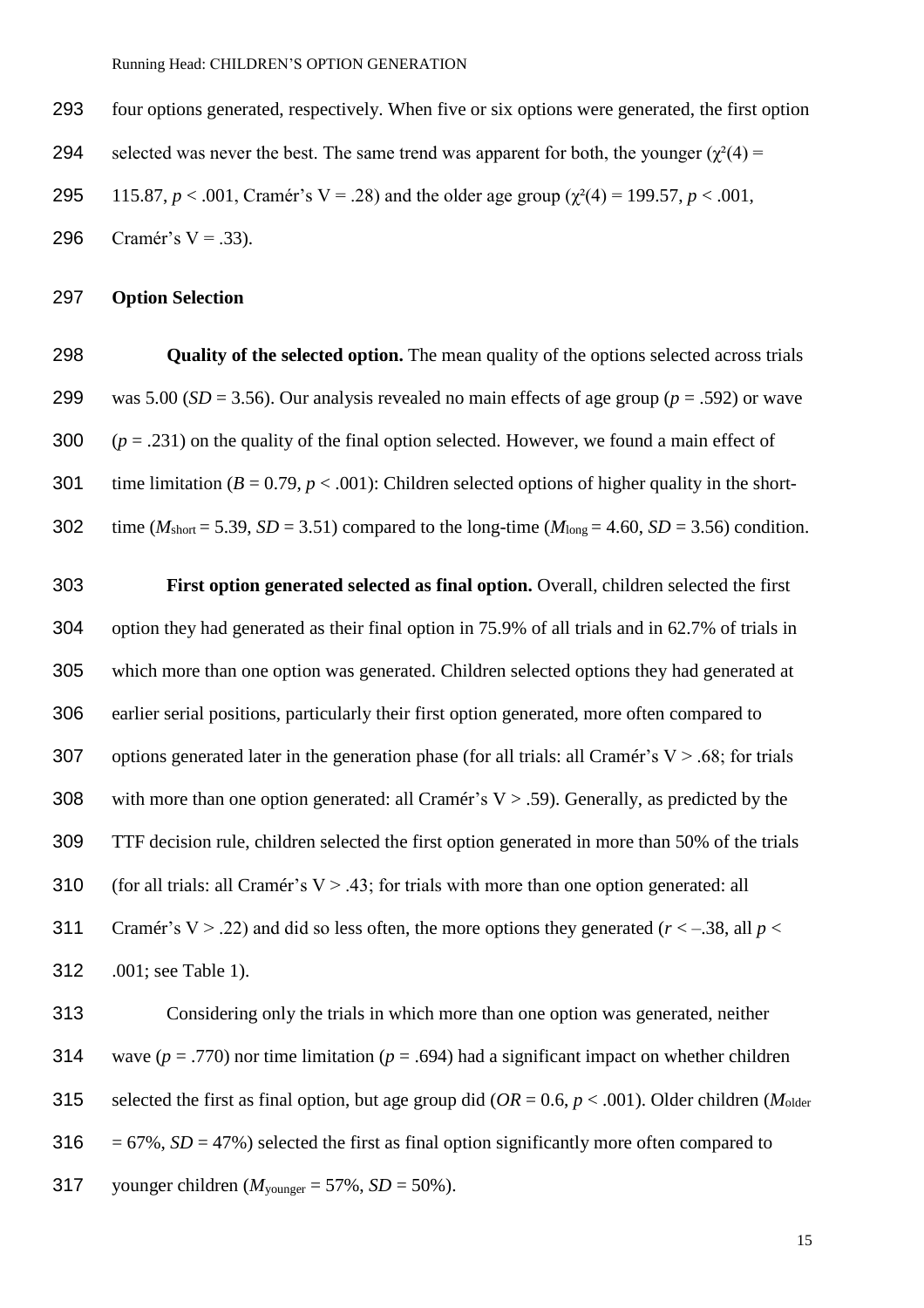four options generated, respectively. When five or six options were generated, the first option selected was never the best. The same trend was apparent for both, the younger ($\chi^2(4)$ = 115.87, $p < .001$, Cramér's V = .28) and the older age group ($\chi^2(4)$ = 199.57, $p < .001$, Cramér's V = .33).

## Option Selection

**Quality of the selected option.** The mean quality of the options selected across trials was 5.00 ($SD$ = 3.56). Our analysis revealed no main effects of age group ($p$ = .592) or wave ($p$ = .231) on the quality of the final option selected. However, we found a main effect of time limitation ($B$ = 0.79, $p < .001$): Children selected options of higher quality in the short-time ($M_{short}$ = 5.39, $SD$ = 3.51) compared to the long-time ($M_{long}$ = 4.60, $SD$ = 3.56) condition.

**First option generated selected as final option.** Overall, children selected the first option they had generated as their final option in 75.9% of all trials and in 62.7% of trials in which more than one option was generated. Children selected options they had generated at earlier serial positions, particularly their first option generated, more often compared to options generated later in the generation phase (for all trials: all Cramér's V > .68; for trials with more than one option generated: all Cramér's V > .59). Generally, as predicted by the TTF decision rule, children selected the first option generated in more than 50% of the trials (for all trials: all Cramér's V > .43; for trials with more than one option generated: all Cramér's V > .22) and did so less often, the more options they generated ($r < –.38$, all $p < .001$; see Table 1).

Considering only the trials in which more than one option was generated, neither wave ($p$ = .770) nor time limitation ($p$ = .694) had a significant impact on whether children selected the first as final option, but age group did ($OR$ = 0.6, $p < .001$). Older children ($M_{older}$ = 67%, $SD$ = 47%) selected the first as final option significantly more often compared to younger children ($M_{younger}$ = 57%, $SD$ = 50%).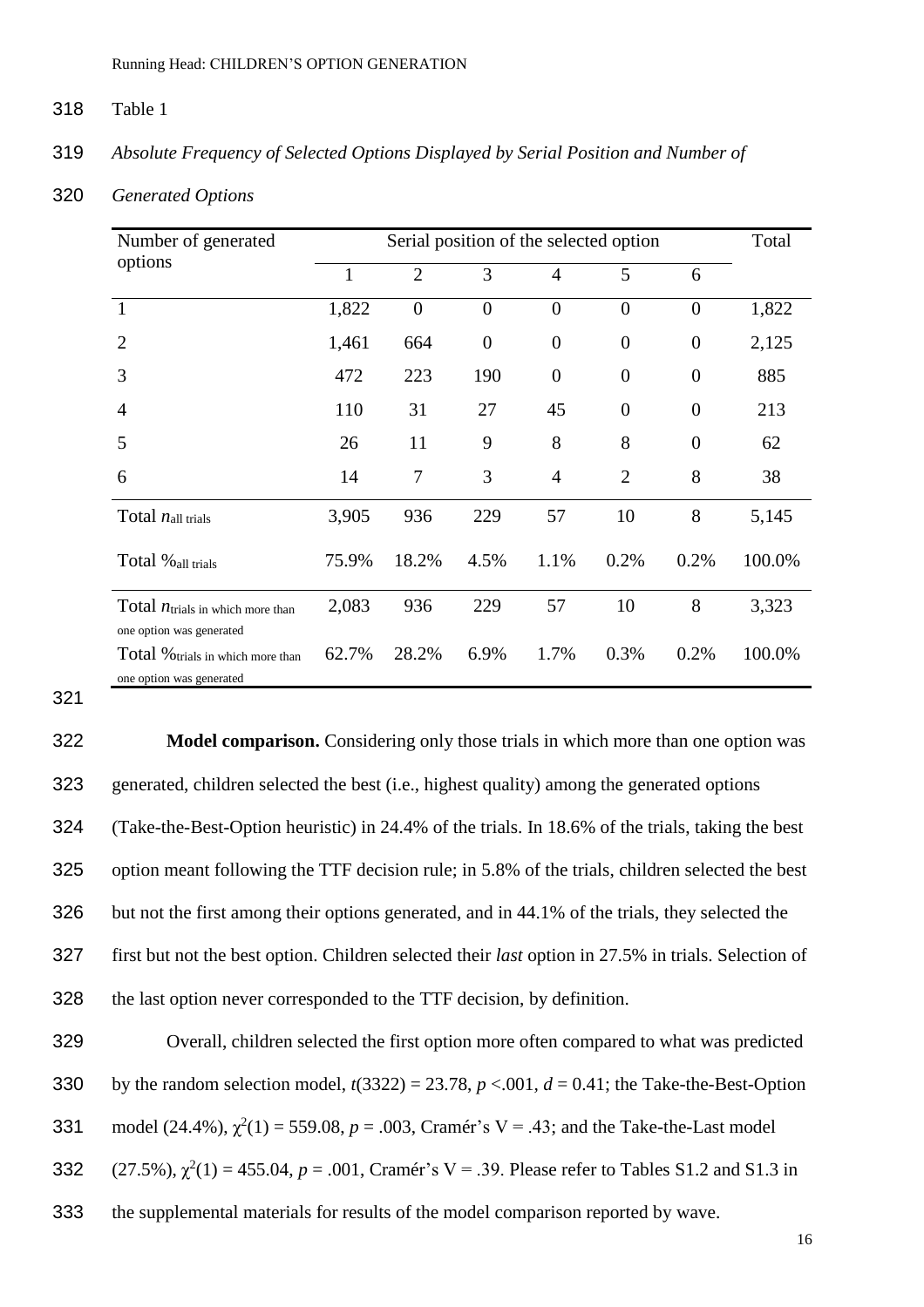Table 1

*Absolute Frequency of Selected Options Displayed by Serial Position and Number of Generated Options*

| Number of generated options | Serial position of the selected option | | | | | | Total |
|---|---|---|---|---|---|---|---|
| | 1 | 2 | 3 | 4 | 5 | 6 | |
| 1 | 1,822 | 0 | 0 | 0 | 0 | 0 | 1,822 |
| 2 | 1,461 | 664 | 0 | 0 | 0 | 0 | 2,125 |
| 3 | 472 | 223 | 190 | 0 | 0 | 0 | 885 |
| 4 | 110 | 31 | 27 | 45 | 0 | 0 | 213 |
| 5 | 26 | 11 | 9 | 8 | 8 | 0 | 62 |
| 6 | 14 | 7 | 3 | 4 | 2 | 8 | 38 |
| Total $n_{\text{all trials}}$ | 3,905 | 936 | 229 | 57 | 10 | 8 | 5,145 |
| Total $\%_{\text{all trials}}$ | 75.9% | 18.2% | 4.5% | 1.1% | 0.2% | 0.2% | 100.0% |
| Total $n_{\text{trials in which more than one option was generated}}$ | 2,083 | 936 | 229 | 57 | 10 | 8 | 3,323 |
| Total $\%_{\text{trials in which more than one option was generated}}$ | 62.7% | 28.2% | 6.9% | 1.7% | 0.3% | 0.2% | 100.0% |

**Model comparison.** Considering only those trials in which more than one option was generated, children selected the best (i.e., highest quality) among the generated options (Take-the-Best-Option heuristic) in 24.4% of the trials. In 18.6% of the trials, taking the best option meant following the TTF decision rule; in 5.8% of the trials, children selected the best but not the first among their options generated, and in 44.1% of the trials, they selected the first but not the best option. Children selected their *last* option in 27.5% in trials. Selection of the last option never corresponded to the TTF decision, by definition.

Overall, children selected the first option more often compared to what was predicted by the random selection model, $t(3322) = 23.78$, $p < .001$, $d = 0.41$; the Take-the-Best-Option model (24.4%), $\chi^2(1) = 559.08$, $p = .003$, Cramér's V = .43; and the Take-the-Last model (27.5%), $\chi^2(1) = 455.04$, $p = .001$, Cramér's V = .39. Please refer to Tables S1.2 and S1.3 in the supplemental materials for results of the model comparison reported by wave.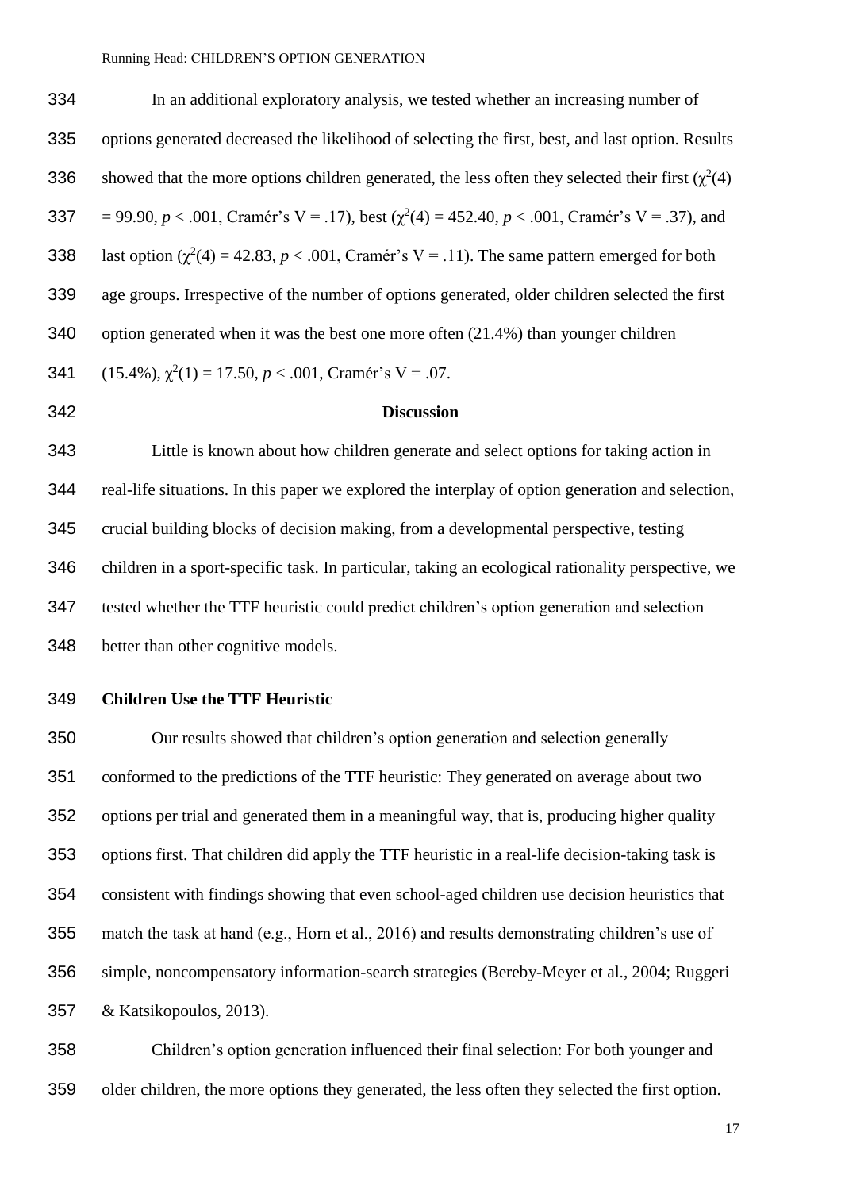In an additional exploratory analysis, we tested whether an increasing number of options generated decreased the likelihood of selecting the first, best, and last option. Results showed that the more options children generated, the less often they selected their first ($\chi^2(4)$ = 99.90, $p < .001$, Cramér's V = .17), best ($\chi^2(4)$ = 452.40, $p < .001$, Cramér's V = .37), and last option ($\chi^2(4)$ = 42.83, $p < .001$, Cramér's V = .11). The same pattern emerged for both age groups. Irrespective of the number of options generated, older children selected the first option generated when it was the best one more often (21.4%) than younger children (15.4%), $\chi^2(1)$ = 17.50, $p < .001$, Cramér's V = .07.

## Discussion

Little is known about how children generate and select options for taking action in real-life situations. In this paper we explored the interplay of option generation and selection, crucial building blocks of decision making, from a developmental perspective, testing children in a sport-specific task. In particular, taking an ecological rationality perspective, we tested whether the TTF heuristic could predict children's option generation and selection better than other cognitive models.

### Children Use the TTF Heuristic

Our results showed that children's option generation and selection generally conformed to the predictions of the TTF heuristic: They generated on average about two options per trial and generated them in a meaningful way, that is, producing higher quality options first. That children did apply the TTF heuristic in a real-life decision-taking task is consistent with findings showing that even school-aged children use decision heuristics that match the task at hand (e.g., Horn et al., 2016) and results demonstrating children's use of simple, noncompensatory information-search strategies (Bereby-Meyer et al., 2004; Ruggeri & Katsikopoulos, 2013).

Children's option generation influenced their final selection: For both younger and older children, the more options they generated, the less often they selected the first option.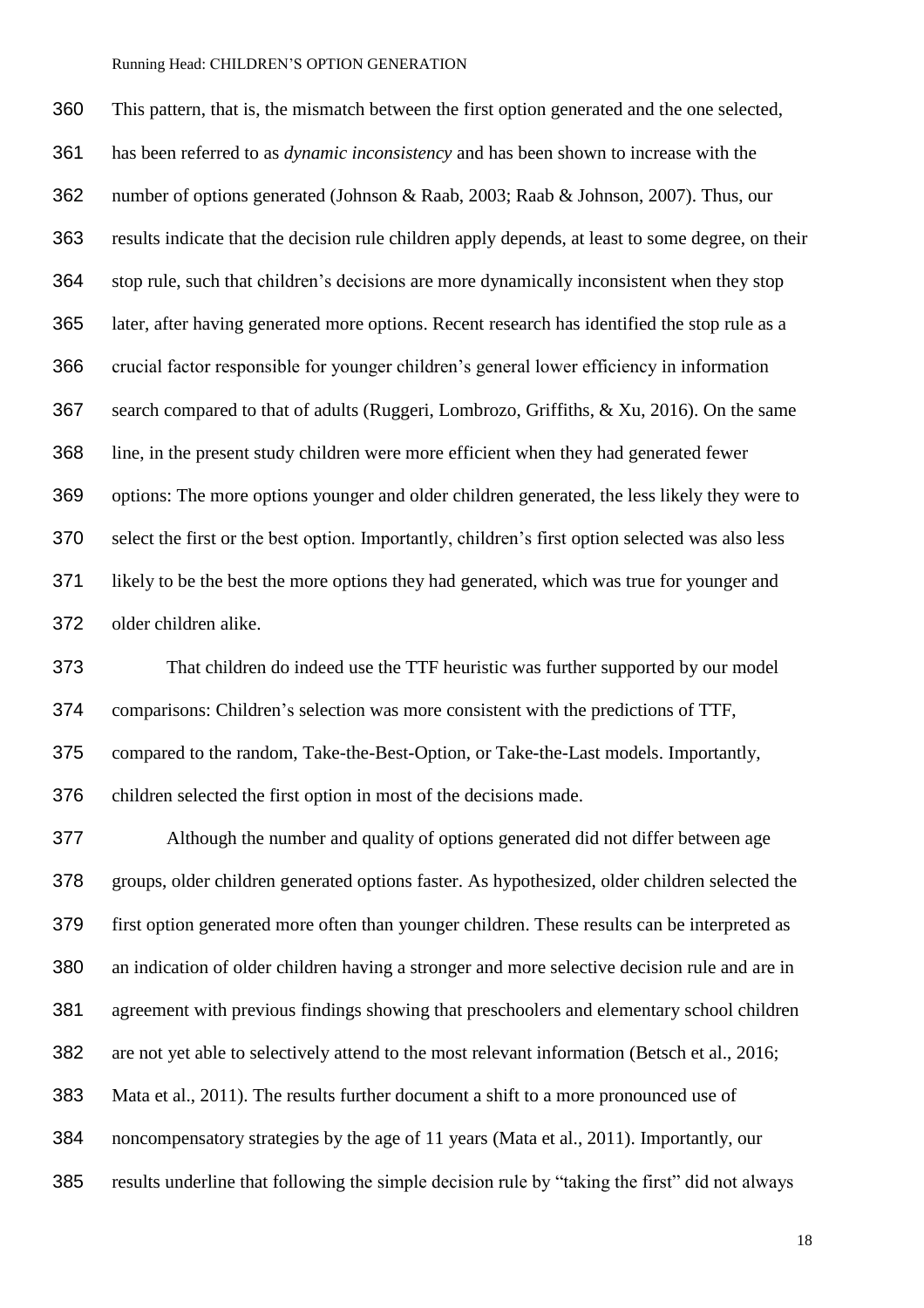This pattern, that is, the mismatch between the first option generated and the one selected, has been referred to as *dynamic inconsistency* and has been shown to increase with the number of options generated (Johnson & Raab, 2003; Raab & Johnson, 2007). Thus, our results indicate that the decision rule children apply depends, at least to some degree, on their stop rule, such that children's decisions are more dynamically inconsistent when they stop later, after having generated more options. Recent research has identified the stop rule as a crucial factor responsible for younger children's general lower efficiency in information search compared to that of adults (Ruggeri, Lombrozo, Griffiths, & Xu, 2016). On the same line, in the present study children were more efficient when they had generated fewer options: The more options younger and older children generated, the less likely they were to select the first or the best option. Importantly, children's first option selected was also less likely to be the best the more options they had generated, which was true for younger and older children alike.

That children do indeed use the TTF heuristic was further supported by our model comparisons: Children's selection was more consistent with the predictions of TTF, compared to the random, Take-the-Best-Option, or Take-the-Last models. Importantly, children selected the first option in most of the decisions made.

Although the number and quality of options generated did not differ between age groups, older children generated options faster. As hypothesized, older children selected the first option generated more often than younger children. These results can be interpreted as an indication of older children having a stronger and more selective decision rule and are in agreement with previous findings showing that preschoolers and elementary school children are not yet able to selectively attend to the most relevant information (Betsch et al., 2016; Mata et al., 2011). The results further document a shift to a more pronounced use of noncompensatory strategies by the age of 11 years (Mata et al., 2011). Importantly, our results underline that following the simple decision rule by "taking the first" did not always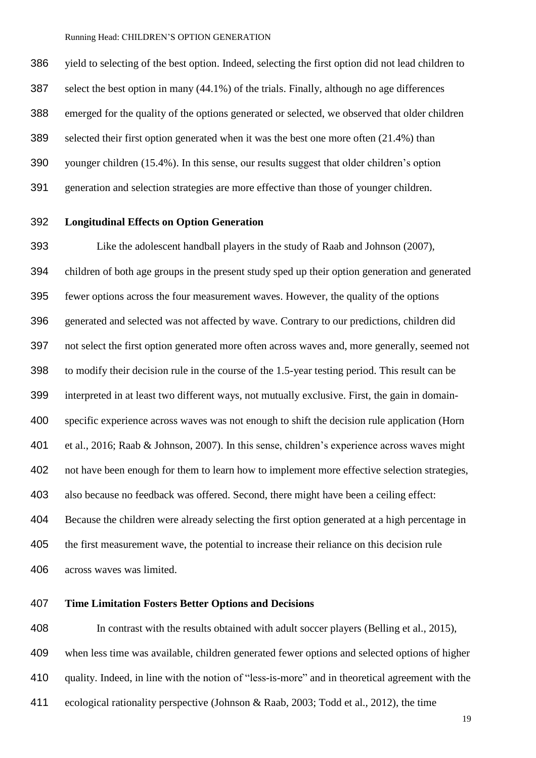yield to selecting of the best option. Indeed, selecting the first option did not lead children to select the best option in many (44.1%) of the trials. Finally, although no age differences emerged for the quality of the options generated or selected, we observed that older children selected their first option generated when it was the best one more often (21.4%) than younger children (15.4%). In this sense, our results suggest that older children's option generation and selection strategies are more effective than those of younger children.

## Longitudinal Effects on Option Generation

Like the adolescent handball players in the study of Raab and Johnson (2007), children of both age groups in the present study sped up their option generation and generated fewer options across the four measurement waves. However, the quality of the options generated and selected was not affected by wave. Contrary to our predictions, children did not select the first option generated more often across waves and, more generally, seemed not to modify their decision rule in the course of the 1.5-year testing period. This result can be interpreted in at least two different ways, not mutually exclusive. First, the gain in domain-specific experience across waves was not enough to shift the decision rule application (Horn et al., 2016; Raab & Johnson, 2007). In this sense, children's experience across waves might not have been enough for them to learn how to implement more effective selection strategies, also because no feedback was offered. Second, there might have been a ceiling effect: Because the children were already selecting the first option generated at a high percentage in the first measurement wave, the potential to increase their reliance on this decision rule across waves was limited.

## Time Limitation Fosters Better Options and Decisions

In contrast with the results obtained with adult soccer players (Belling et al., 2015), when less time was available, children generated fewer options and selected options of higher quality. Indeed, in line with the notion of "less-is-more" and in theoretical agreement with the ecological rationality perspective (Johnson & Raab, 2003; Todd et al., 2012), the time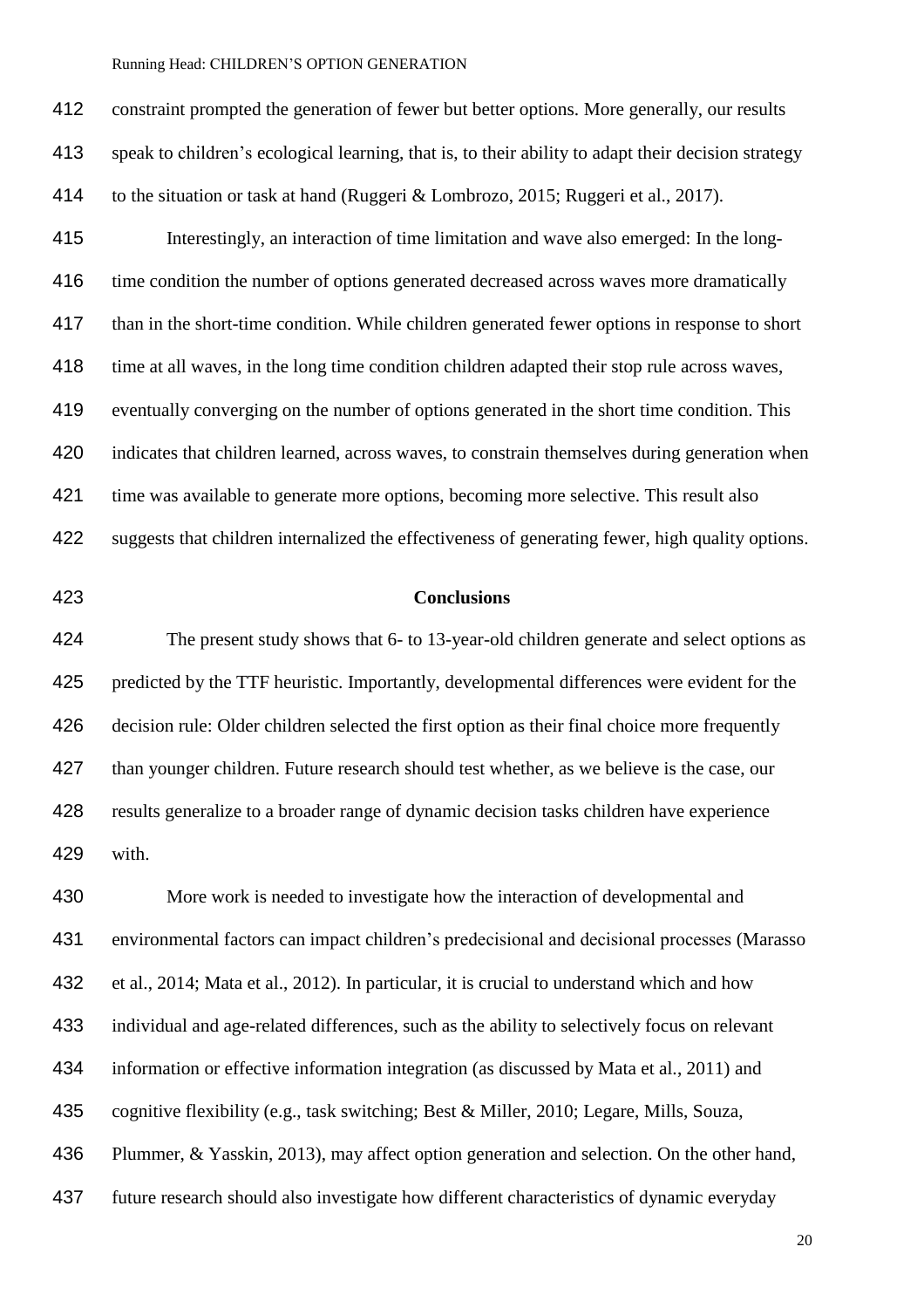constraint prompted the generation of fewer but better options. More generally, our results speak to children's ecological learning, that is, to their ability to adapt their decision strategy to the situation or task at hand (Ruggeri & Lombrozo, 2015; Ruggeri et al., 2017).

Interestingly, an interaction of time limitation and wave also emerged: In the long-time condition the number of options generated decreased across waves more dramatically than in the short-time condition. While children generated fewer options in response to short time at all waves, in the long time condition children adapted their stop rule across waves, eventually converging on the number of options generated in the short time condition. This indicates that children learned, across waves, to constrain themselves during generation when time was available to generate more options, becoming more selective. This result also suggests that children internalized the effectiveness of generating fewer, high quality options.

## Conclusions

The present study shows that 6- to 13-year-old children generate and select options as predicted by the TTF heuristic. Importantly, developmental differences were evident for the decision rule: Older children selected the first option as their final choice more frequently than younger children. Future research should test whether, as we believe is the case, our results generalize to a broader range of dynamic decision tasks children have experience with.

More work is needed to investigate how the interaction of developmental and environmental factors can impact children's predecisional and decisional processes (Marasso et al., 2014; Mata et al., 2012). In particular, it is crucial to understand which and how individual and age-related differences, such as the ability to selectively focus on relevant information or effective information integration (as discussed by Mata et al., 2011) and cognitive flexibility (e.g., task switching; Best & Miller, 2010; Legare, Mills, Souza, Plummer, & Yasskin, 2013), may affect option generation and selection. On the other hand, future research should also investigate how different characteristics of dynamic everyday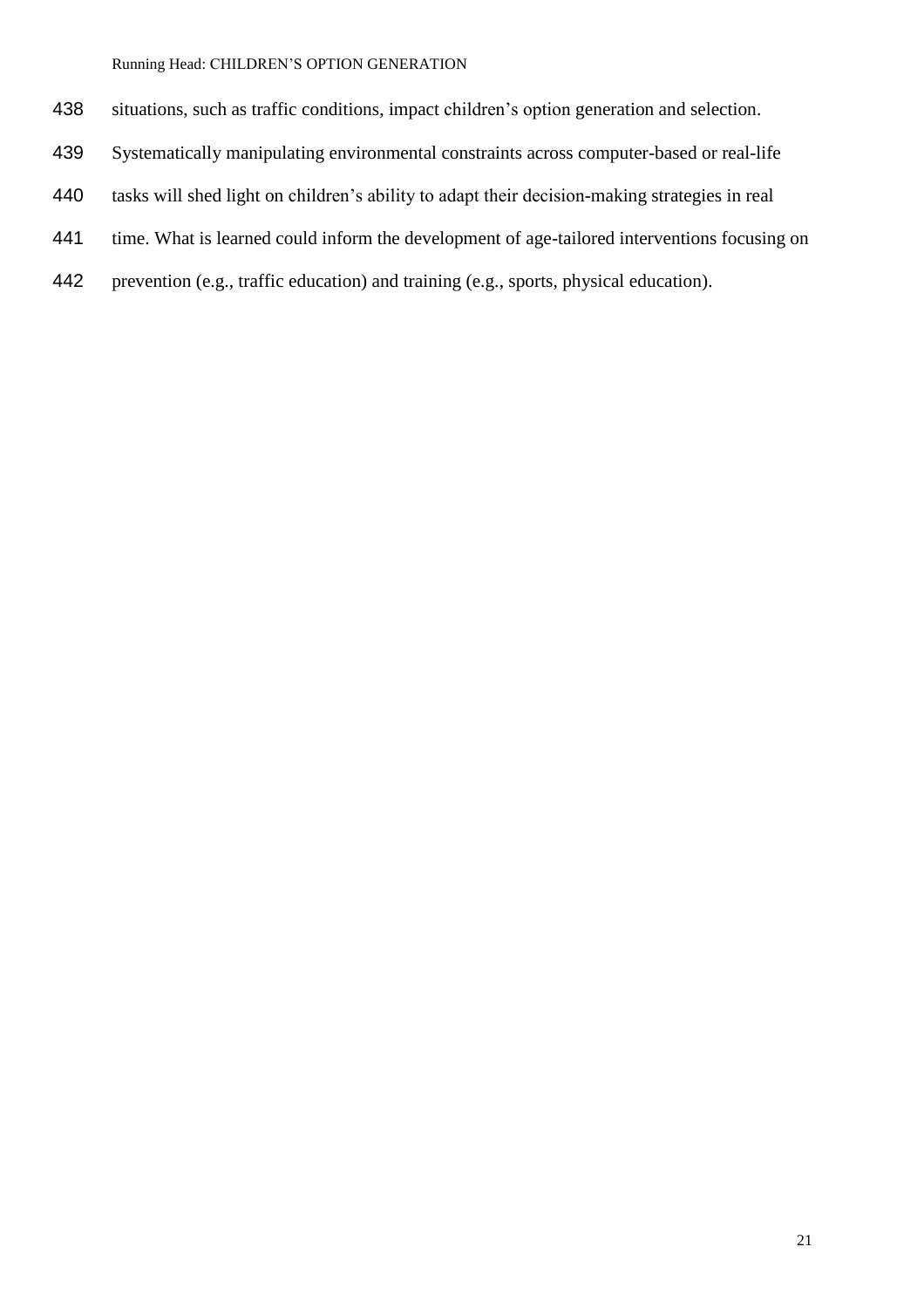situations, such as traffic conditions, impact children's option generation and selection. Systematically manipulating environmental constraints across computer-based or real-life tasks will shed light on children's ability to adapt their decision-making strategies in real time. What is learned could inform the development of age-tailored interventions focusing on prevention (e.g., traffic education) and training (e.g., sports, physical education).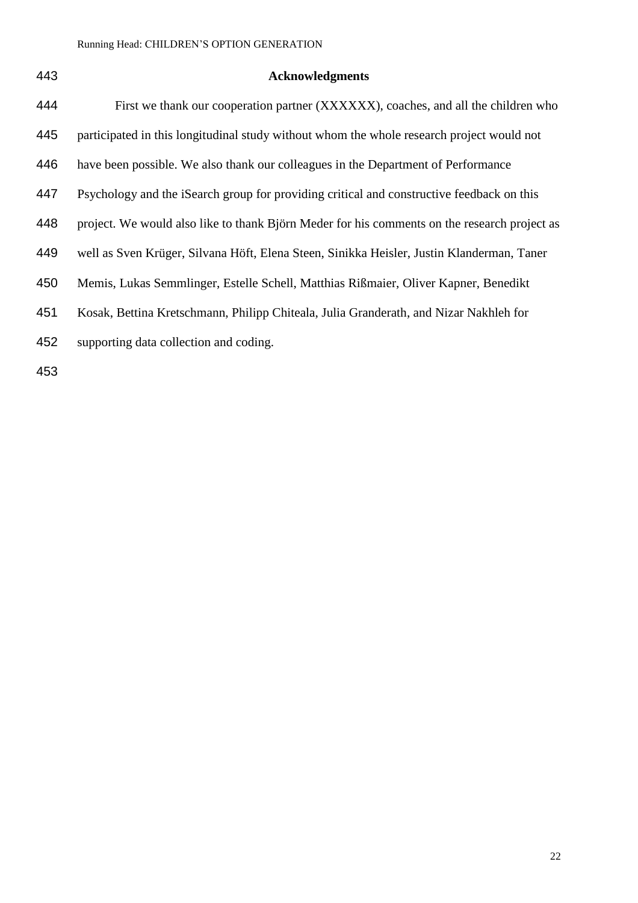## Acknowledgments

First we thank our cooperation partner (XXXXXX), coaches, and all the children who participated in this longitudinal study without whom the whole research project would not have been possible. We also thank our colleagues in the Department of Performance Psychology and the iSearch group for providing critical and constructive feedback on this project. We would also like to thank Björn Meder for his comments on the research project as well as Sven Krüger, Silvana Höft, Elena Steen, Sinikka Heisler, Justin Klanderman, Taner Memis, Lukas Semmlinger, Estelle Schell, Matthias Rißmaier, Oliver Kapner, Benedikt Kosak, Bettina Kretschmann, Philipp Chiteala, Julia Granderath, and Nizar Nakhleh for supporting data collection and coding.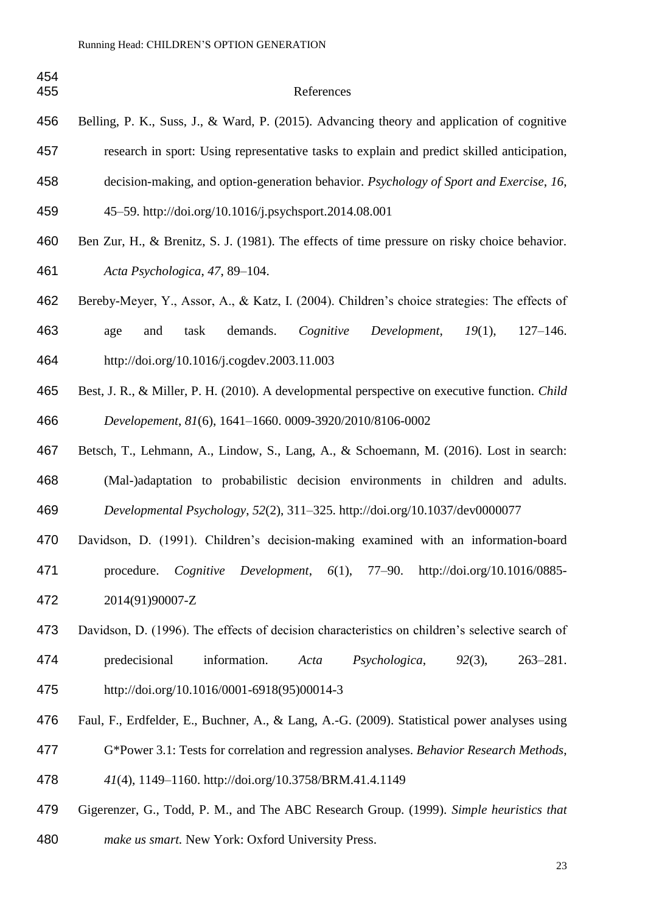# References

Belling, P. K., Suss, J., & Ward, P. (2015). Advancing theory and application of cognitive research in sport: Using representative tasks to explain and predict skilled anticipation, decision-making, and option-generation behavior. *Psychology of Sport and Exercise*, *16*, 45–59. http://doi.org/10.1016/j.psychsport.2014.08.001

Ben Zur, H., & Brenitz, S. J. (1981). The effects of time pressure on risky choice behavior. *Acta Psychologica*, *47*, 89–104.

Bereby-Meyer, Y., Assor, A., & Katz, I. (2004). Children's choice strategies: The effects of age and task demands. *Cognitive Development*, *19*(1), 127–146. http://doi.org/10.1016/j.cogdev.2003.11.003

Best, J. R., & Miller, P. H. (2010). A developmental perspective on executive function. *Child Developement*, *81*(6), 1641–1660. 0009-3920/2010/8106-0002

Betsch, T., Lehmann, A., Lindow, S., Lang, A., & Schoemann, M. (2016). Lost in search: (Mal-)adaptation to probabilistic decision environments in children and adults. *Developmental Psychology*, *52*(2), 311–325. http://doi.org/10.1037/dev0000077

Davidson, D. (1991). Children's decision-making examined with an information-board procedure. *Cognitive Development*, *6*(1), 77–90. http://doi.org/10.1016/0885-2014(91)90007-Z

Davidson, D. (1996). The effects of decision characteristics on children's selective search of predecisional information. *Acta Psychologica*, *92*(3), 263–281. http://doi.org/10.1016/0001-6918(95)00014-3

Faul, F., Erdfelder, E., Buchner, A., & Lang, A.-G. (2009). Statistical power analyses using G*Power 3.1: Tests for correlation and regression analyses. *Behavior Research Methods*, *41*(4), 1149–1160. http://doi.org/10.3758/BRM.41.4.1149

Gigerenzer, G., Todd, P. M., and The ABC Research Group. (1999). *Simple heuristics that make us smart.* New York: Oxford University Press.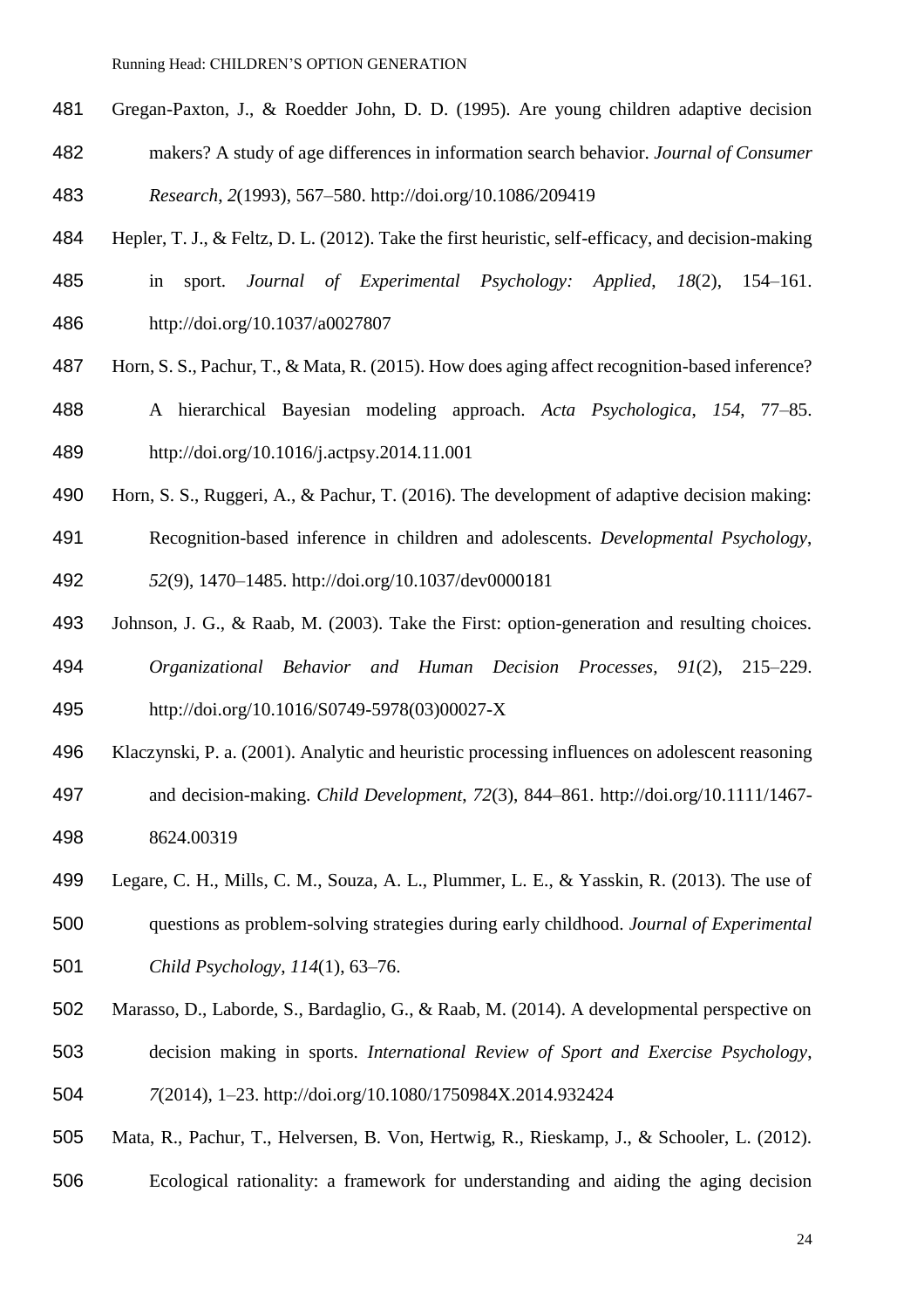Gregan-Paxton, J., & Roedder John, D. D. (1995). Are young children adaptive decision makers? A study of age differences in information search behavior. *Journal of Consumer Research*, *2*(1993), 567–580. http://doi.org/10.1086/209419

Hepler, T. J., & Feltz, D. L. (2012). Take the first heuristic, self-efficacy, and decision-making in sport. *Journal of Experimental Psychology: Applied*, *18*(2), 154–161. http://doi.org/10.1037/a0027807

Horn, S. S., Pachur, T., & Mata, R. (2015). How does aging affect recognition-based inference? A hierarchical Bayesian modeling approach. *Acta Psychologica*, *154*, 77–85. http://doi.org/10.1016/j.actpsy.2014.11.001

Horn, S. S., Ruggeri, A., & Pachur, T. (2016). The development of adaptive decision making: Recognition-based inference in children and adolescents. *Developmental Psychology*, *52*(9), 1470–1485. http://doi.org/10.1037/dev0000181

Johnson, J. G., & Raab, M. (2003). Take the First: option-generation and resulting choices. *Organizational Behavior and Human Decision Processes*, *91*(2), 215–229. http://doi.org/10.1016/S0749-5978(03)00027-X

Klaczynski, P. a. (2001). Analytic and heuristic processing influences on adolescent reasoning and decision-making. *Child Development*, *72*(3), 844–861. http://doi.org/10.1111/1467-8624.00319

Legare, C. H., Mills, C. M., Souza, A. L., Plummer, L. E., & Yasskin, R. (2013). The use of questions as problem-solving strategies during early childhood. *Journal of Experimental Child Psychology*, *114*(1), 63–76.

Marasso, D., Laborde, S., Bardaglio, G., & Raab, M. (2014). A developmental perspective on decision making in sports. *International Review of Sport and Exercise Psychology*, *7*(2014), 1–23. http://doi.org/10.1080/1750984X.2014.932424

Mata, R., Pachur, T., Helversen, B. Von, Hertwig, R., Rieskamp, J., & Schooler, L. (2012). Ecological rationality: a framework for understanding and aiding the aging decision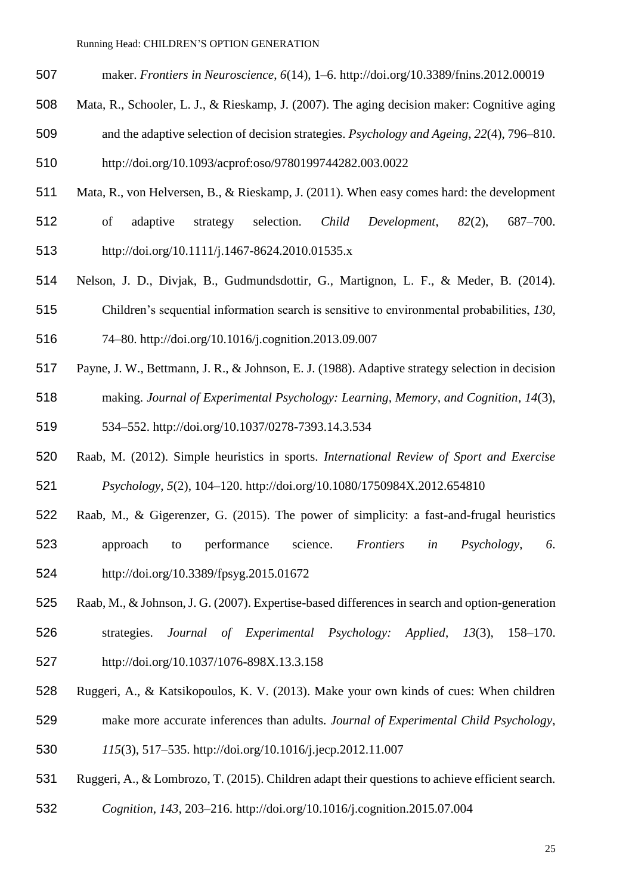maker. *Frontiers in Neuroscience*, *6*(14), 1–6. http://doi.org/10.3389/fnins.2012.00019

Mata, R., Schooler, L. J., & Rieskamp, J. (2007). The aging decision maker: Cognitive aging and the adaptive selection of decision strategies. *Psychology and Ageing*, *22*(4), 796–810. http://doi.org/10.1093/acprof:oso/9780199744282.003.0022

Mata, R., von Helversen, B., & Rieskamp, J. (2011). When easy comes hard: the development of adaptive strategy selection. *Child Development*, *82*(2), 687–700. http://doi.org/10.1111/j.1467-8624.2010.01535.x

Nelson, J. D., Divjak, B., Gudmundsdottir, G., Martignon, L. F., & Meder, B. (2014). Children's sequential information search is sensitive to environmental probabilities, *130*, 74–80. http://doi.org/10.1016/j.cognition.2013.09.007

Payne, J. W., Bettmann, J. R., & Johnson, E. J. (1988). Adaptive strategy selection in decision making. *Journal of Experimental Psychology: Learning, Memory, and Cognition*, *14*(3), 534–552. http://doi.org/10.1037/0278-7393.14.3.534

Raab, M. (2012). Simple heuristics in sports. *International Review of Sport and Exercise Psychology*, *5*(2), 104–120. http://doi.org/10.1080/1750984X.2012.654810

Raab, M., & Gigerenzer, G. (2015). The power of simplicity: a fast-and-frugal heuristics approach to performance science. *Frontiers in Psychology*, *6*. http://doi.org/10.3389/fpsyg.2015.01672

Raab, M., & Johnson, J. G. (2007). Expertise-based differences in search and option-generation strategies. *Journal of Experimental Psychology: Applied*, *13*(3), 158–170. http://doi.org/10.1037/1076-898X.13.3.158

Ruggeri, A., & Katsikopoulos, K. V. (2013). Make your own kinds of cues: When children make more accurate inferences than adults. *Journal of Experimental Child Psychology*, *115*(3), 517–535. http://doi.org/10.1016/j.jecp.2012.11.007

Ruggeri, A., & Lombrozo, T. (2015). Children adapt their questions to achieve efficient search. *Cognition*, *143*, 203–216. http://doi.org/10.1016/j.cognition.2015.07.004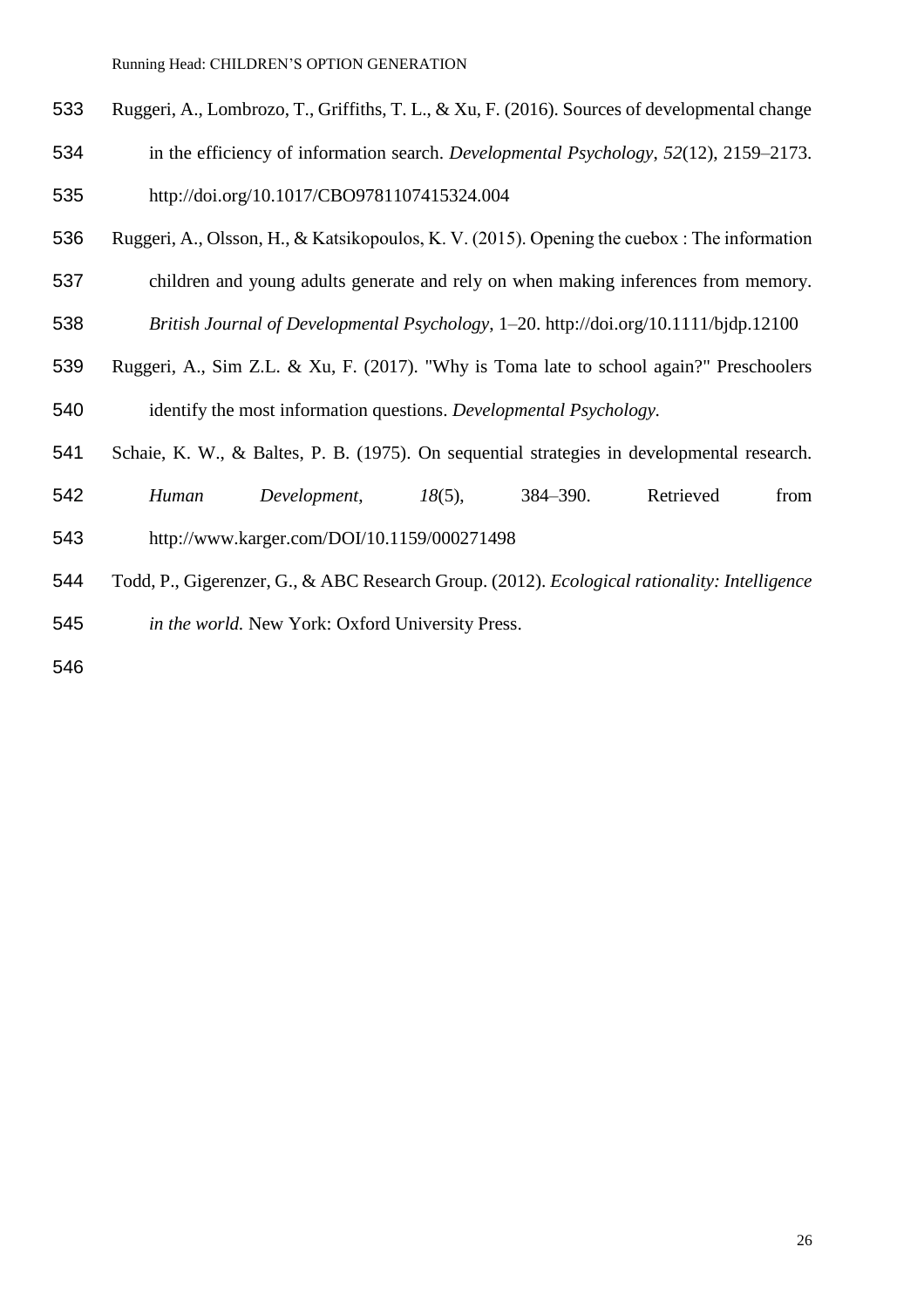Ruggeri, A., Lombrozo, T., Griffiths, T. L., & Xu, F. (2016). Sources of developmental change in the efficiency of information search. *Developmental Psychology*, *52*(12), 2159–2173. http://doi.org/10.1017/CBO9781107415324.004

Ruggeri, A., Olsson, H., & Katsikopoulos, K. V. (2015). Opening the cuebox : The information children and young adults generate and rely on when making inferences from memory. *British Journal of Developmental Psychology*, 1–20. http://doi.org/10.1111/bjdp.12100

Ruggeri, A., Sim Z.L. & Xu, F. (2017). "Why is Toma late to school again?" Preschoolers identify the most information questions. *Developmental Psychology.*

Schaie, K. W., & Baltes, P. B. (1975). On sequential strategies in developmental research. *Human Development*, *18*(5), 384–390. Retrieved from http://www.karger.com/DOI/10.1159/000271498

Todd, P., Gigerenzer, G., & ABC Research Group. (2012). *Ecological rationality: Intelligence in the world.* New York: Oxford University Press.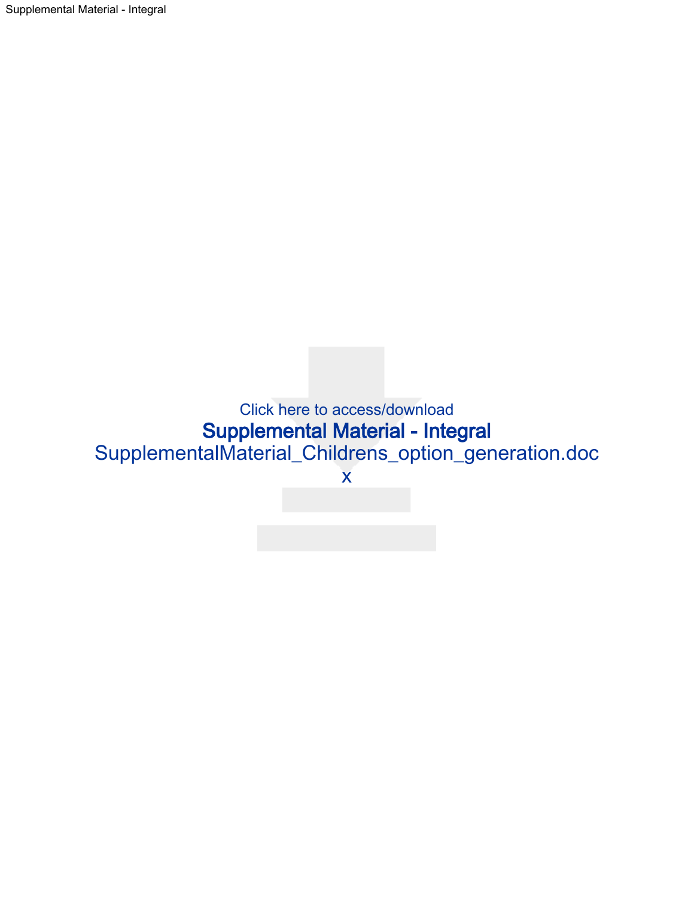Click here to access/download

**Supplemental Material - Integral**

SupplementalMaterial_Childrens_option_generation.docx